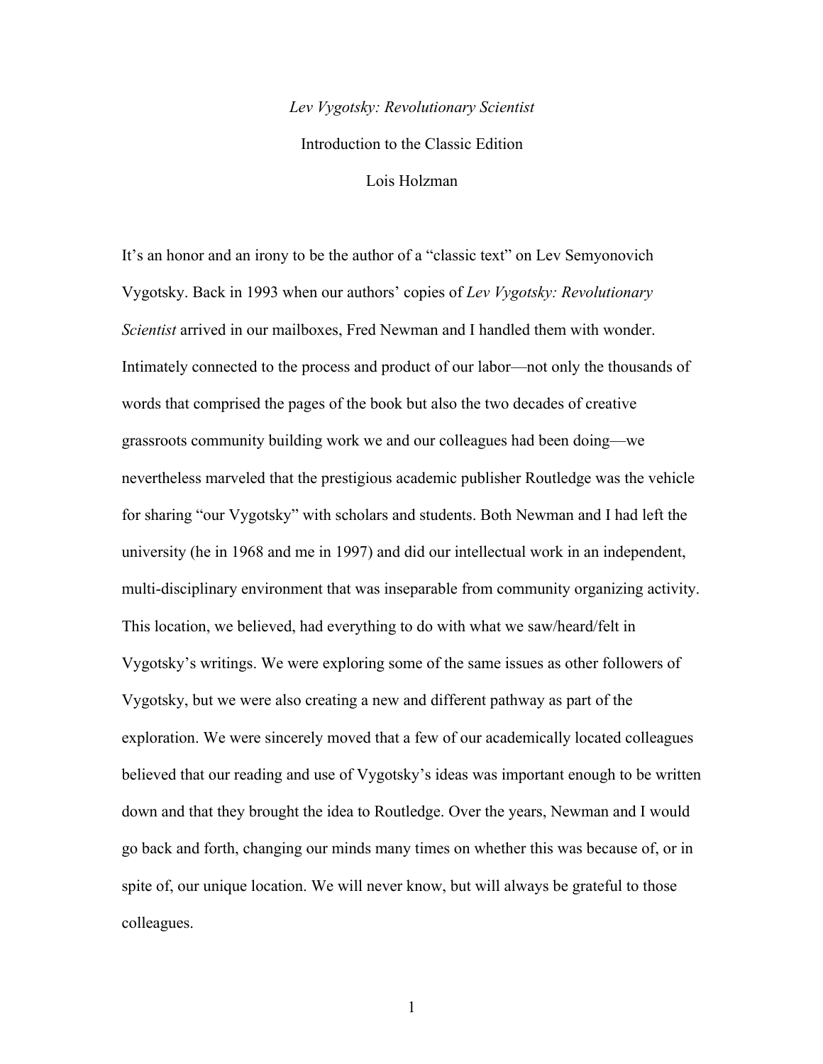*Lev Vygotsky: Revolutionary Scientist*

Introduction to the Classic Edition

Lois Holzman

It's an honor and an irony to be the author of a "classic text" on Lev Semyonovich Vygotsky. Back in 1993 when our authors' copies of *Lev Vygotsky: Revolutionary Scientist* arrived in our mailboxes, Fred Newman and I handled them with wonder. Intimately connected to the process and product of our labor—not only the thousands of words that comprised the pages of the book but also the two decades of creative grassroots community building work we and our colleagues had been doing—we nevertheless marveled that the prestigious academic publisher Routledge was the vehicle for sharing "our Vygotsky" with scholars and students. Both Newman and I had left the university (he in 1968 and me in 1997) and did our intellectual work in an independent, multi-disciplinary environment that was inseparable from community organizing activity. This location, we believed, had everything to do with what we saw/heard/felt in Vygotsky's writings. We were exploring some of the same issues as other followers of Vygotsky, but we were also creating a new and different pathway as part of the exploration. We were sincerely moved that a few of our academically located colleagues believed that our reading and use of Vygotsky's ideas was important enough to be written down and that they brought the idea to Routledge. Over the years, Newman and I would go back and forth, changing our minds many times on whether this was because of, or in spite of, our unique location. We will never know, but will always be grateful to those colleagues.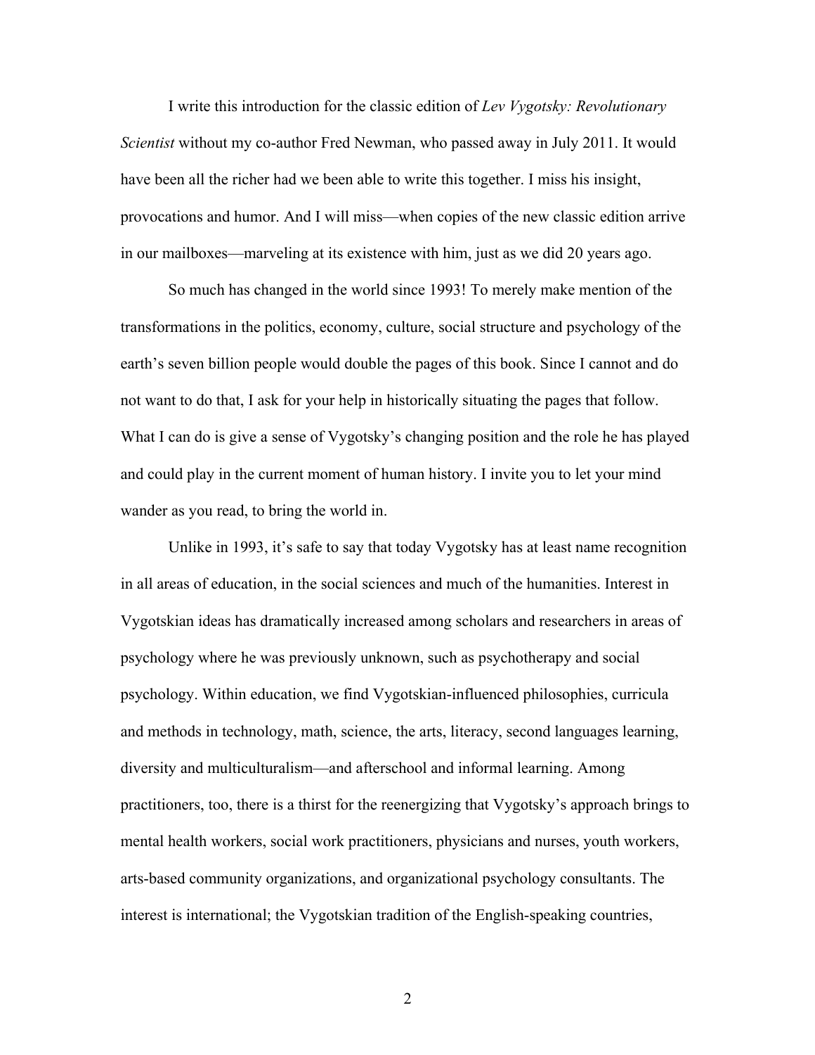I write this introduction for the classic edition of *Lev Vygotsky: Revolutionary Scientist* without my co-author Fred Newman, who passed away in July 2011. It would have been all the richer had we been able to write this together. I miss his insight, provocations and humor. And I will miss—when copies of the new classic edition arrive in our mailboxes—marveling at its existence with him, just as we did 20 years ago.

So much has changed in the world since 1993! To merely make mention of the transformations in the politics, economy, culture, social structure and psychology of the earth's seven billion people would double the pages of this book. Since I cannot and do not want to do that, I ask for your help in historically situating the pages that follow. What I can do is give a sense of Vygotsky's changing position and the role he has played and could play in the current moment of human history. I invite you to let your mind wander as you read, to bring the world in.

Unlike in 1993, it's safe to say that today Vygotsky has at least name recognition in all areas of education, in the social sciences and much of the humanities. Interest in Vygotskian ideas has dramatically increased among scholars and researchers in areas of psychology where he was previously unknown, such as psychotherapy and social psychology. Within education, we find Vygotskian-influenced philosophies, curricula and methods in technology, math, science, the arts, literacy, second languages learning, diversity and multiculturalism—and afterschool and informal learning. Among practitioners, too, there is a thirst for the reenergizing that Vygotsky's approach brings to mental health workers, social work practitioners, physicians and nurses, youth workers, arts-based community organizations, and organizational psychology consultants. The interest is international; the Vygotskian tradition of the English-speaking countries,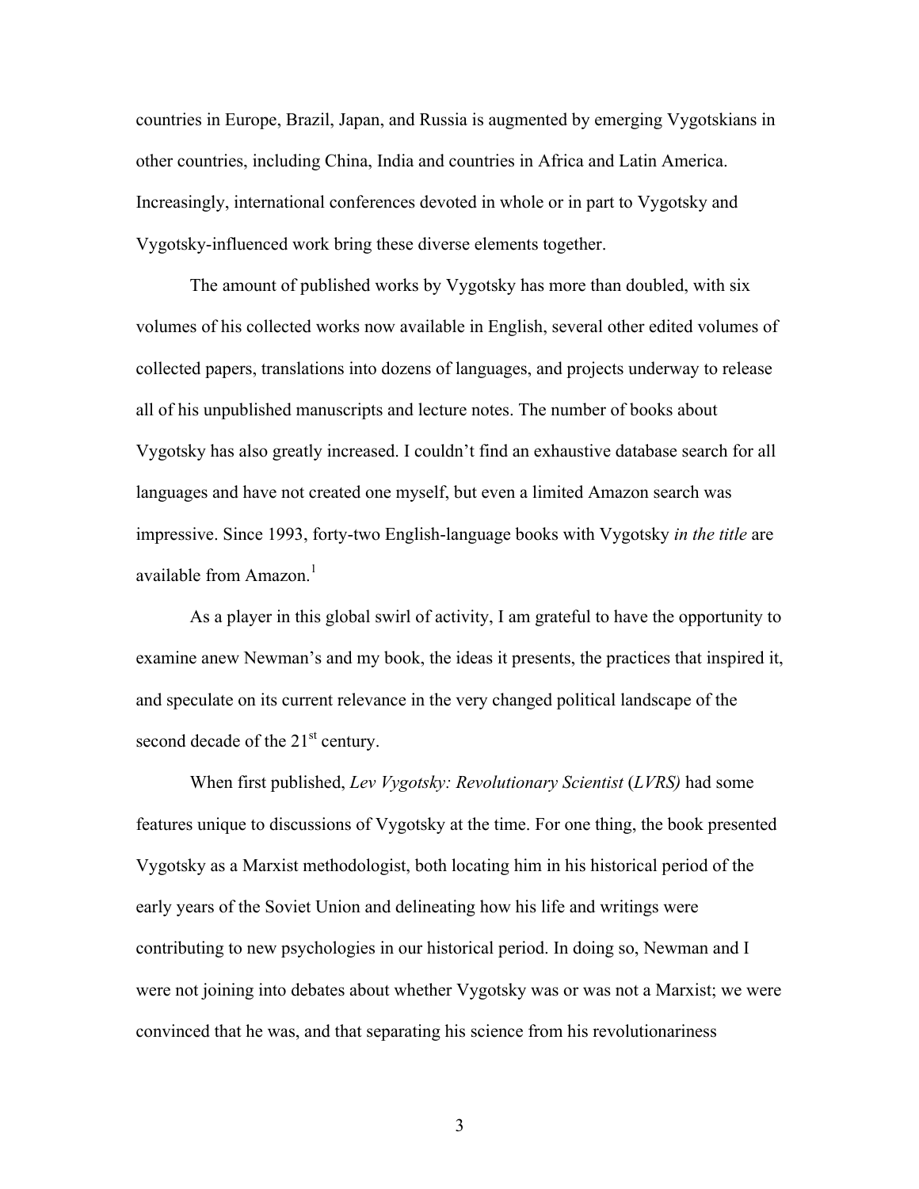countries in Europe, Brazil, Japan, and Russia is augmented by emerging Vygotskians in other countries, including China, India and countries in Africa and Latin America. Increasingly, international conferences devoted in whole or in part to Vygotsky and Vygotsky-influenced work bring these diverse elements together.

The amount of published works by Vygotsky has more than doubled, with six volumes of his collected works now available in English, several other edited volumes of collected papers, translations into dozens of languages, and projects underway to release all of his unpublished manuscripts and lecture notes. The number of books about Vygotsky has also greatly increased. I couldn't find an exhaustive database search for all languages and have not created one myself, but even a limited Amazon search was impressive. Since 1993, forty-two English-language books with Vygotsky *in the title* are available from Amazon.[1]

As a player in this global swirl of activity, I am grateful to have the opportunity to examine anew Newman's and my book, the ideas it presents, the practices that inspired it, and speculate on its current relevance in the very changed political landscape of the second decade of the 21st century.

When first published, *Lev Vygotsky: Revolutionary Scientist* (*LVRS)* had some features unique to discussions of Vygotsky at the time. For one thing, the book presented Vygotsky as a Marxist methodologist, both locating him in his historical period of the early years of the Soviet Union and delineating how his life and writings were contributing to new psychologies in our historical period. In doing so, Newman and I were not joining into debates about whether Vygotsky was or was not a Marxist; we were convinced that he was, and that separating his science from his revolutionariness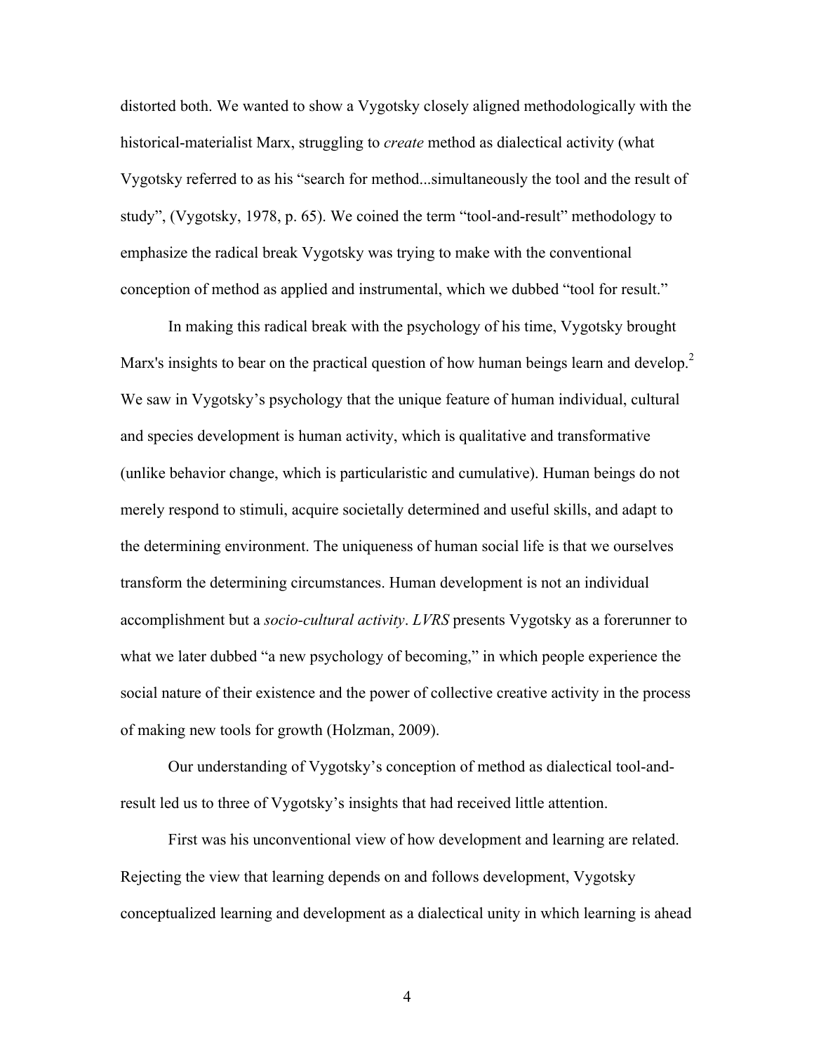distorted both. We wanted to show a Vygotsky closely aligned methodologically with the historical-materialist Marx, struggling to *create* method as dialectical activity (what Vygotsky referred to as his "search for method...simultaneously the tool and the result of study", (Vygotsky, 1978, p. 65). We coined the term "tool-and-result" methodology to emphasize the radical break Vygotsky was trying to make with the conventional conception of method as applied and instrumental, which we dubbed "tool for result."

In making this radical break with the psychology of his time, Vygotsky brought Marx's insights to bear on the practical question of how human beings learn and develop.[2] We saw in Vygotsky's psychology that the unique feature of human individual, cultural and species development is human activity, which is qualitative and transformative (unlike behavior change, which is particularistic and cumulative). Human beings do not merely respond to stimuli, acquire societally determined and useful skills, and adapt to the determining environment. The uniqueness of human social life is that we ourselves transform the determining circumstances. Human development is not an individual accomplishment but a *socio-cultural activity*. *LVRS* presents Vygotsky as a forerunner to what we later dubbed "a new psychology of becoming," in which people experience the social nature of their existence and the power of collective creative activity in the process of making new tools for growth (Holzman, 2009).

Our understanding of Vygotsky's conception of method as dialectical tool-and-result led us to three of Vygotsky's insights that had received little attention.

First was his unconventional view of how development and learning are related. Rejecting the view that learning depends on and follows development, Vygotsky conceptualized learning and development as a dialectical unity in which learning is ahead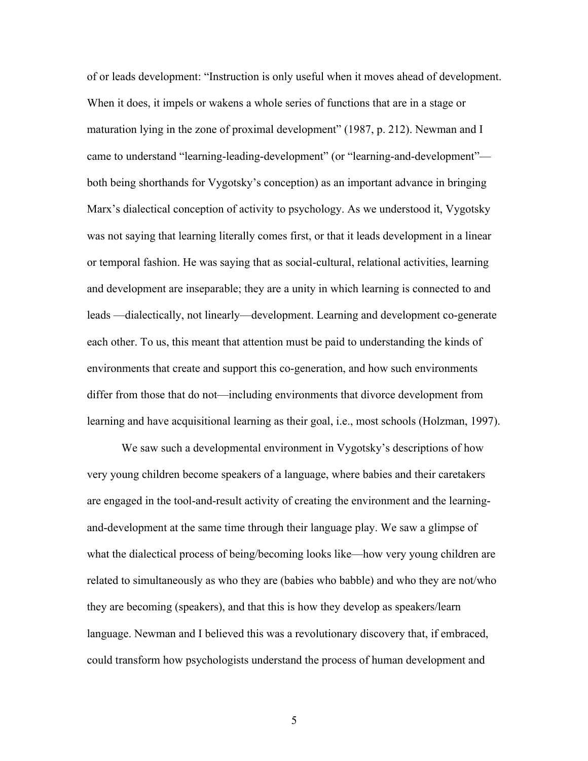of or leads development: "Instruction is only useful when it moves ahead of development. When it does, it impels or wakens a whole series of functions that are in a stage or maturation lying in the zone of proximal development" (1987, p. 212). Newman and I came to understand "learning-leading-development" (or "learning-and-development"—both being shorthands for Vygotsky's conception) as an important advance in bringing Marx's dialectical conception of activity to psychology. As we understood it, Vygotsky was not saying that learning literally comes first, or that it leads development in a linear or temporal fashion. He was saying that as social-cultural, relational activities, learning and development are inseparable; they are a unity in which learning is connected to and leads —dialectically, not linearly—development. Learning and development co-generate each other. To us, this meant that attention must be paid to understanding the kinds of environments that create and support this co-generation, and how such environments differ from those that do not—including environments that divorce development from learning and have acquisitional learning as their goal, i.e., most schools (Holzman, 1997).

We saw such a developmental environment in Vygotsky's descriptions of how very young children become speakers of a language, where babies and their caretakers are engaged in the tool-and-result activity of creating the environment and the learning-and-development at the same time through their language play. We saw a glimpse of what the dialectical process of being/becoming looks like—how very young children are related to simultaneously as who they are (babies who babble) and who they are not/who they are becoming (speakers), and that this is how they develop as speakers/learn language. Newman and I believed this was a revolutionary discovery that, if embraced, could transform how psychologists understand the process of human development and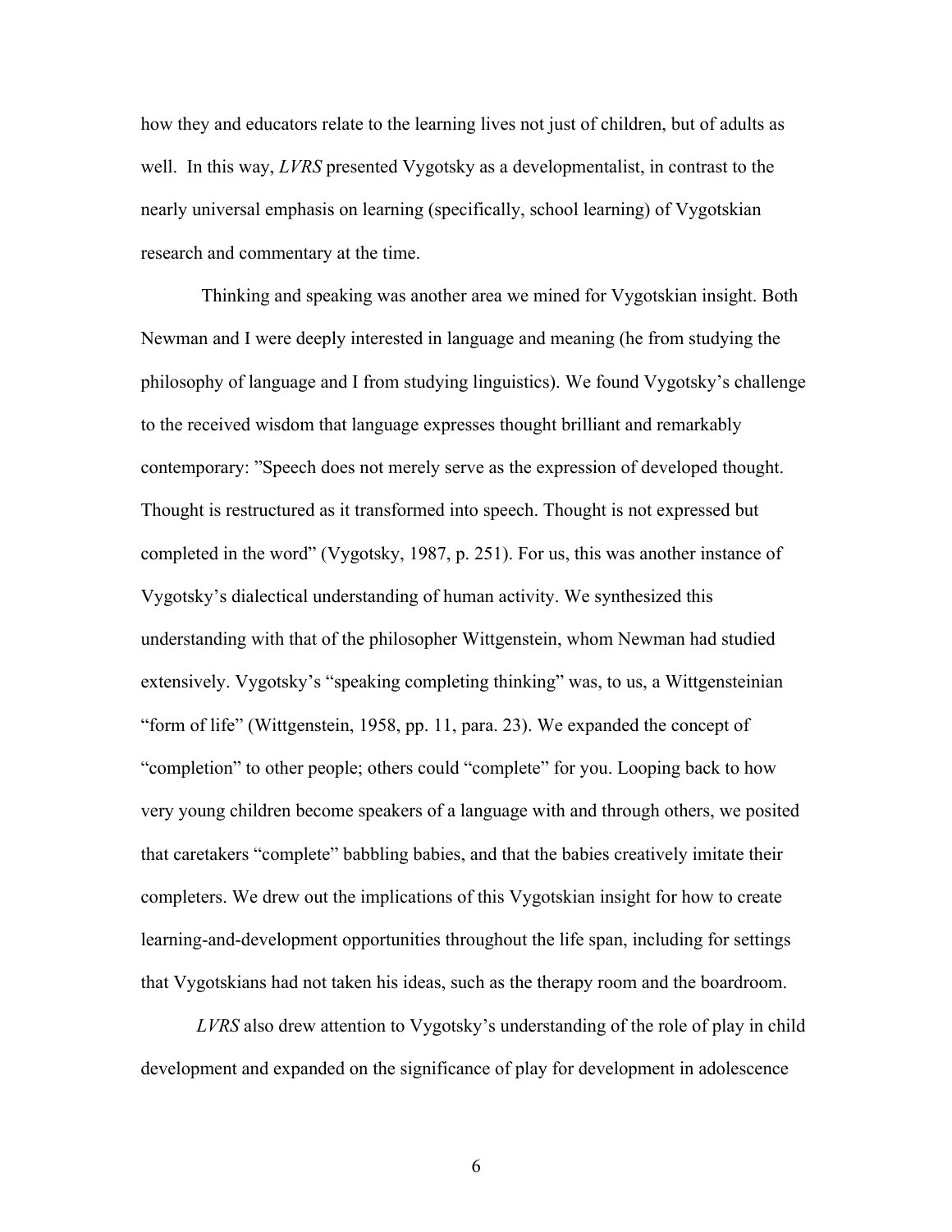how they and educators relate to the learning lives not just of children, but of adults as well. In this way, *LVRS* presented Vygotsky as a developmentalist, in contrast to the nearly universal emphasis on learning (specifically, school learning) of Vygotskian research and commentary at the time.

Thinking and speaking was another area we mined for Vygotskian insight. Both Newman and I were deeply interested in language and meaning (he from studying the philosophy of language and I from studying linguistics). We found Vygotsky's challenge to the received wisdom that language expresses thought brilliant and remarkably contemporary: "Speech does not merely serve as the expression of developed thought. Thought is restructured as it transformed into speech. Thought is not expressed but completed in the word" (Vygotsky, 1987, p. 251). For us, this was another instance of Vygotsky's dialectical understanding of human activity. We synthesized this understanding with that of the philosopher Wittgenstein, whom Newman had studied extensively. Vygotsky's "speaking completing thinking" was, to us, a Wittgensteinian "form of life" (Wittgenstein, 1958, pp. 11, para. 23). We expanded the concept of "completion" to other people; others could "complete" for you. Looping back to how very young children become speakers of a language with and through others, we posited that caretakers "complete" babbling babies, and that the babies creatively imitate their completers. We drew out the implications of this Vygotskian insight for how to create learning-and-development opportunities throughout the life span, including for settings that Vygotskians had not taken his ideas, such as the therapy room and the boardroom.

*LVRS* also drew attention to Vygotsky's understanding of the role of play in child development and expanded on the significance of play for development in adolescence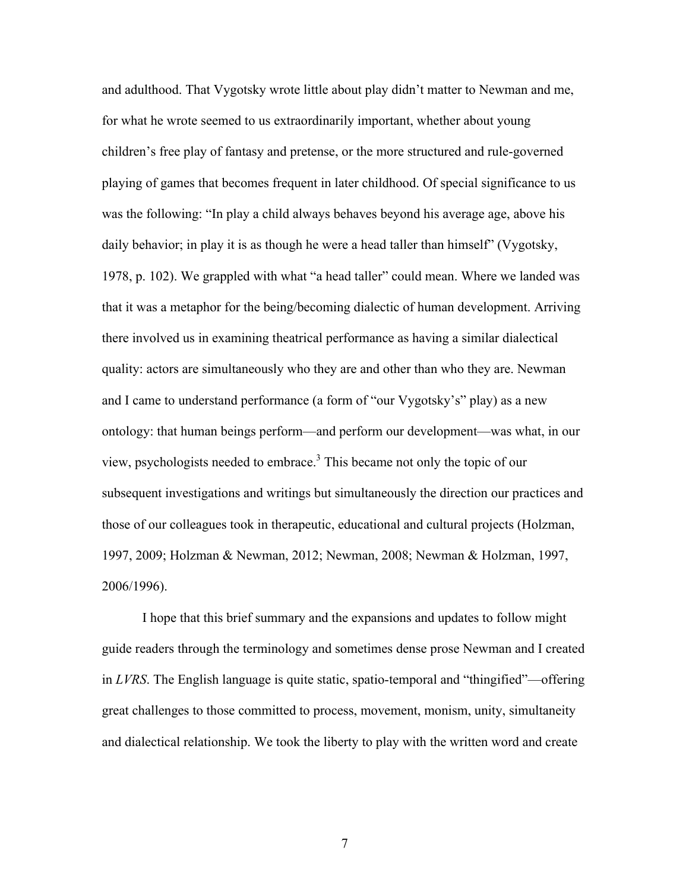and adulthood. That Vygotsky wrote little about play didn't matter to Newman and me, for what he wrote seemed to us extraordinarily important, whether about young children's free play of fantasy and pretense, or the more structured and rule-governed playing of games that becomes frequent in later childhood. Of special significance to us was the following: "In play a child always behaves beyond his average age, above his daily behavior; in play it is as though he were a head taller than himself" (Vygotsky, 1978, p. 102). We grappled with what "a head taller" could mean. Where we landed was that it was a metaphor for the being/becoming dialectic of human development. Arriving there involved us in examining theatrical performance as having a similar dialectical quality: actors are simultaneously who they are and other than who they are. Newman and I came to understand performance (a form of "our Vygotsky's" play) as a new ontology: that human beings perform—and perform our development—was what, in our view, psychologists needed to embrace.[3] This became not only the topic of our subsequent investigations and writings but simultaneously the direction our practices and those of our colleagues took in therapeutic, educational and cultural projects (Holzman, 1997, 2009; Holzman & Newman, 2012; Newman, 2008; Newman & Holzman, 1997, 2006/1996).

I hope that this brief summary and the expansions and updates to follow might guide readers through the terminology and sometimes dense prose Newman and I created in *LVRS*. The English language is quite static, spatio-temporal and "thingified"—offering great challenges to those committed to process, movement, monism, unity, simultaneity and dialectical relationship. We took the liberty to play with the written word and create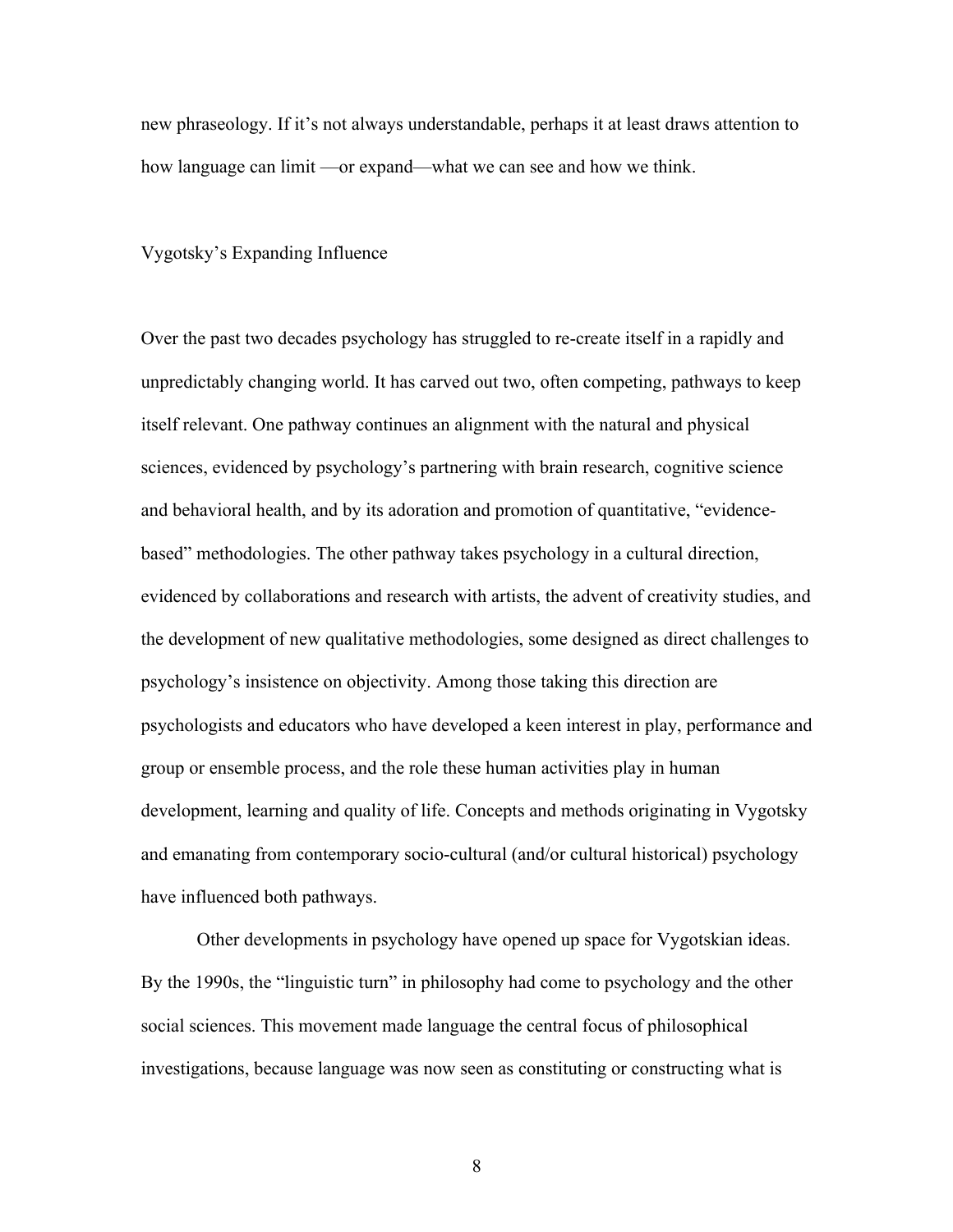new phraseology. If it's not always understandable, perhaps it at least draws attention to how language can limit —or expand—what we can see and how we think.

## Vygotsky's Expanding Influence

Over the past two decades psychology has struggled to re-create itself in a rapidly and unpredictably changing world. It has carved out two, often competing, pathways to keep itself relevant. One pathway continues an alignment with the natural and physical sciences, evidenced by psychology's partnering with brain research, cognitive science and behavioral health, and by its adoration and promotion of quantitative, "evidence-based" methodologies. The other pathway takes psychology in a cultural direction, evidenced by collaborations and research with artists, the advent of creativity studies, and the development of new qualitative methodologies, some designed as direct challenges to psychology's insistence on objectivity. Among those taking this direction are psychologists and educators who have developed a keen interest in play, performance and group or ensemble process, and the role these human activities play in human development, learning and quality of life. Concepts and methods originating in Vygotsky and emanating from contemporary socio-cultural (and/or cultural historical) psychology have influenced both pathways.

Other developments in psychology have opened up space for Vygotskian ideas. By the 1990s, the "linguistic turn" in philosophy had come to psychology and the other social sciences. This movement made language the central focus of philosophical investigations, because language was now seen as constituting or constructing what is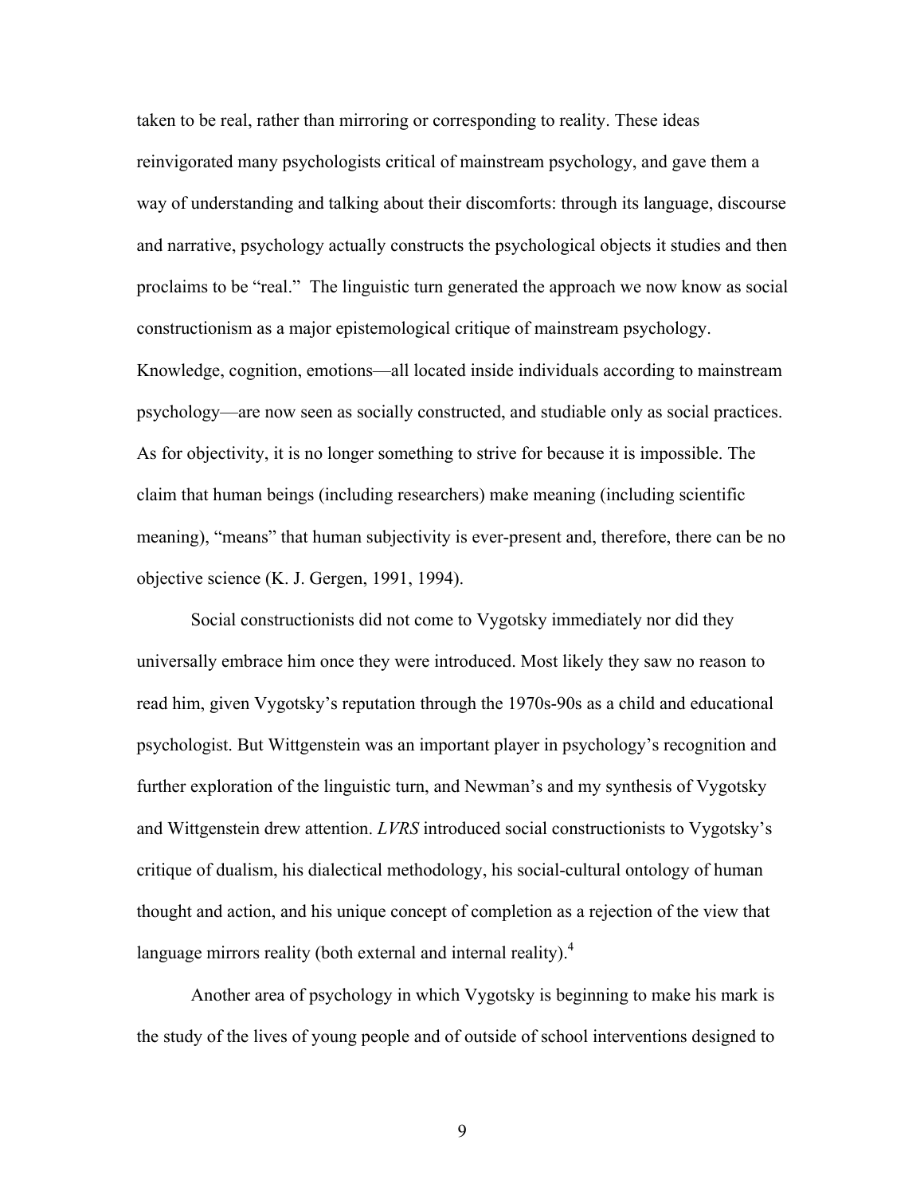taken to be real, rather than mirroring or corresponding to reality. These ideas reinvigorated many psychologists critical of mainstream psychology, and gave them a way of understanding and talking about their discomforts: through its language, discourse and narrative, psychology actually constructs the psychological objects it studies and then proclaims to be "real." The linguistic turn generated the approach we now know as social constructionism as a major epistemological critique of mainstream psychology. Knowledge, cognition, emotions—all located inside individuals according to mainstream psychology—are now seen as socially constructed, and studiable only as social practices. As for objectivity, it is no longer something to strive for because it is impossible. The claim that human beings (including researchers) make meaning (including scientific meaning), "means" that human subjectivity is ever-present and, therefore, there can be no objective science (K. J. Gergen, 1991, 1994).

Social constructionists did not come to Vygotsky immediately nor did they universally embrace him once they were introduced. Most likely they saw no reason to read him, given Vygotsky's reputation through the 1970s-90s as a child and educational psychologist. But Wittgenstein was an important player in psychology's recognition and further exploration of the linguistic turn, and Newman's and my synthesis of Vygotsky and Wittgenstein drew attention. *LVRS* introduced social constructionists to Vygotsky's critique of dualism, his dialectical methodology, his social-cultural ontology of human thought and action, and his unique concept of completion as a rejection of the view that language mirrors reality (both external and internal reality).[4]

Another area of psychology in which Vygotsky is beginning to make his mark is the study of the lives of young people and of outside of school interventions designed to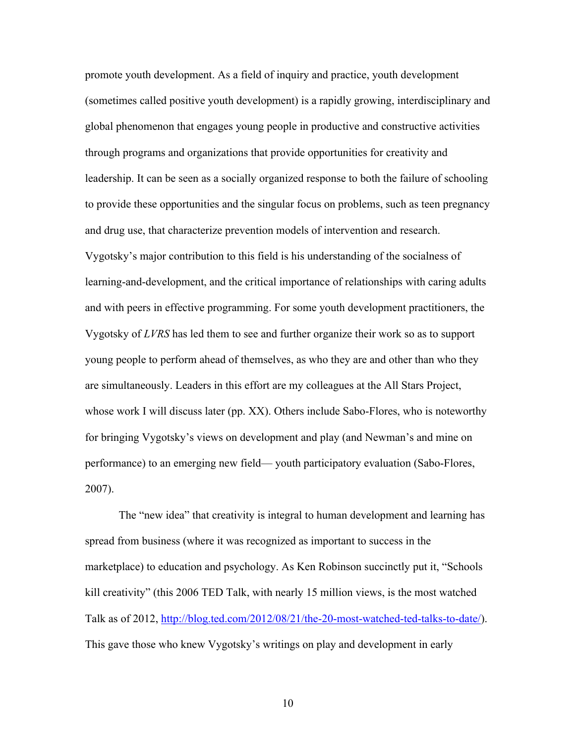promote youth development. As a field of inquiry and practice, youth development (sometimes called positive youth development) is a rapidly growing, interdisciplinary and global phenomenon that engages young people in productive and constructive activities through programs and organizations that provide opportunities for creativity and leadership. It can be seen as a socially organized response to both the failure of schooling to provide these opportunities and the singular focus on problems, such as teen pregnancy and drug use, that characterize prevention models of intervention and research. Vygotsky's major contribution to this field is his understanding of the socialness of learning-and-development, and the critical importance of relationships with caring adults and with peers in effective programming. For some youth development practitioners, the Vygotsky of *LVRS* has led them to see and further organize their work so as to support young people to perform ahead of themselves, as who they are and other than who they are simultaneously. Leaders in this effort are my colleagues at the All Stars Project, whose work I will discuss later (pp. XX). Others include Sabo-Flores, who is noteworthy for bringing Vygotsky's views on development and play (and Newman's and mine on performance) to an emerging new field— youth participatory evaluation (Sabo-Flores, 2007).

The "new idea" that creativity is integral to human development and learning has spread from business (where it was recognized as important to success in the marketplace) to education and psychology. As Ken Robinson succinctly put it, "Schools kill creativity" (this 2006 TED Talk, with nearly 15 million views, is the most watched Talk as of 2012, http://blog.ted.com/2012/08/21/the-20-most-watched-ted-talks-to-date/). This gave those who knew Vygotsky's writings on play and development in early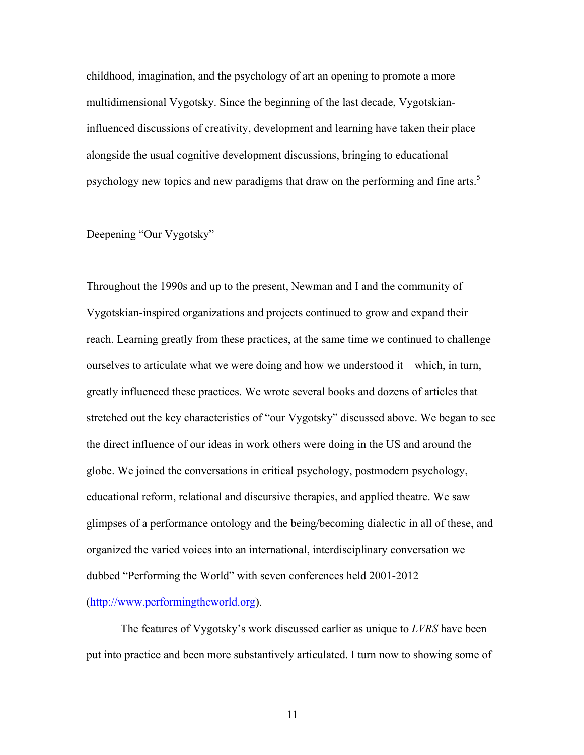childhood, imagination, and the psychology of art an opening to promote a more multidimensional Vygotsky. Since the beginning of the last decade, Vygotskian-influenced discussions of creativity, development and learning have taken their place alongside the usual cognitive development discussions, bringing to educational psychology new topics and new paradigms that draw on the performing and fine arts.[5]

## Deepening "Our Vygotsky"

Throughout the 1990s and up to the present, Newman and I and the community of Vygotskian-inspired organizations and projects continued to grow and expand their reach. Learning greatly from these practices, at the same time we continued to challenge ourselves to articulate what we were doing and how we understood it—which, in turn, greatly influenced these practices. We wrote several books and dozens of articles that stretched out the key characteristics of "our Vygotsky" discussed above. We began to see the direct influence of our ideas in work others were doing in the US and around the globe. We joined the conversations in critical psychology, postmodern psychology, educational reform, relational and discursive therapies, and applied theatre. We saw glimpses of a performance ontology and the being/becoming dialectic in all of these, and organized the varied voices into an international, interdisciplinary conversation we dubbed "Performing the World" with seven conferences held 2001-2012 (http://www.performingtheworld.org).

The features of Vygotsky's work discussed earlier as unique to *LVRS* have been put into practice and been more substantively articulated. I turn now to showing some of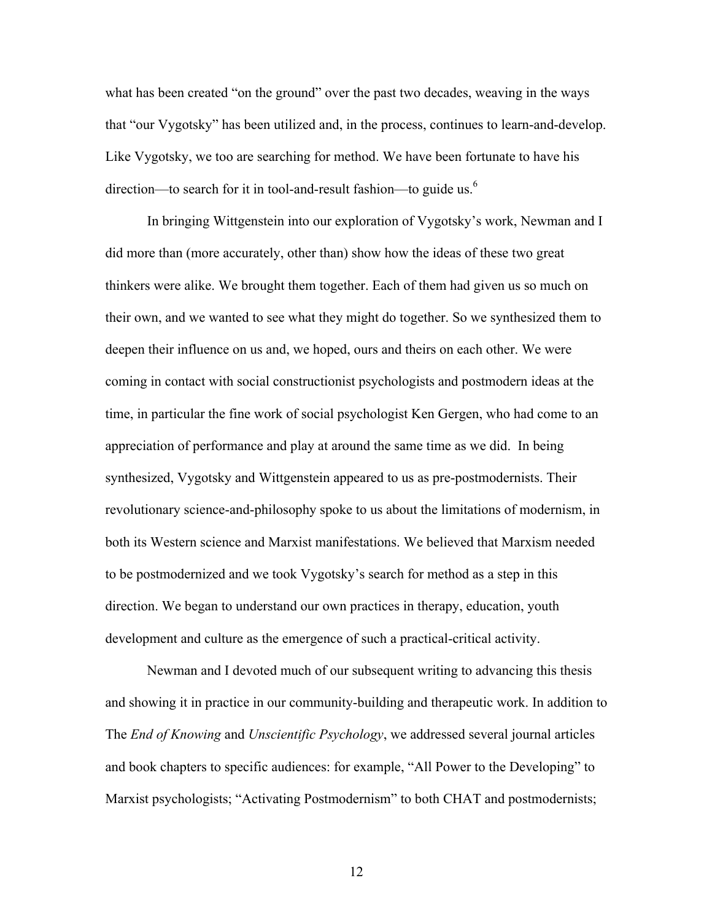what has been created "on the ground" over the past two decades, weaving in the ways that "our Vygotsky" has been utilized and, in the process, continues to learn-and-develop. Like Vygotsky, we too are searching for method. We have been fortunate to have his direction—to search for it in tool-and-result fashion—to guide us.[6]

In bringing Wittgenstein into our exploration of Vygotsky's work, Newman and I did more than (more accurately, other than) show how the ideas of these two great thinkers were alike. We brought them together. Each of them had given us so much on their own, and we wanted to see what they might do together. So we synthesized them to deepen their influence on us and, we hoped, ours and theirs on each other. We were coming in contact with social constructionist psychologists and postmodern ideas at the time, in particular the fine work of social psychologist Ken Gergen, who had come to an appreciation of performance and play at around the same time as we did. In being synthesized, Vygotsky and Wittgenstein appeared to us as pre-postmodernists. Their revolutionary science-and-philosophy spoke to us about the limitations of modernism, in both its Western science and Marxist manifestations. We believed that Marxism needed to be postmodernized and we took Vygotsky's search for method as a step in this direction. We began to understand our own practices in therapy, education, youth development and culture as the emergence of such a practical-critical activity.

Newman and I devoted much of our subsequent writing to advancing this thesis and showing it in practice in our community-building and therapeutic work. In addition to The *End of Knowing* and *Unscientific Psychology*, we addressed several journal articles and book chapters to specific audiences: for example, "All Power to the Developing" to Marxist psychologists; "Activating Postmodernism" to both CHAT and postmodernists;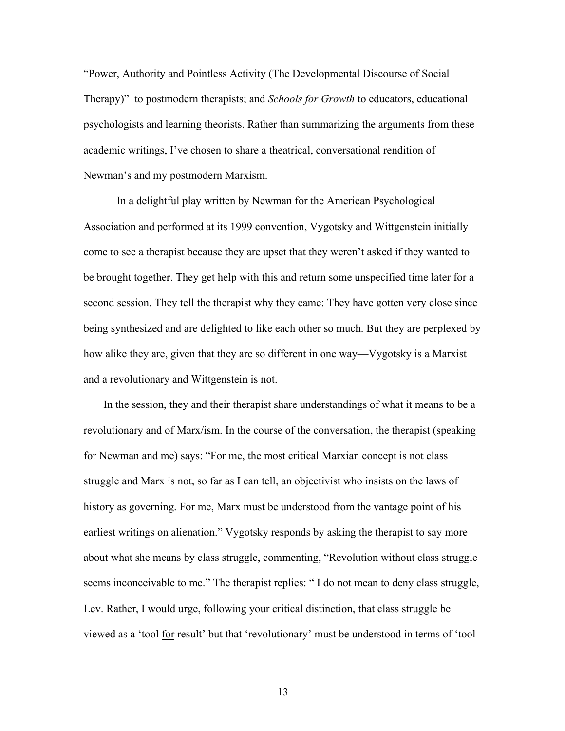"Power, Authority and Pointless Activity (The Developmental Discourse of Social Therapy)" to postmodern therapists; and *Schools for Growth* to educators, educational psychologists and learning theorists. Rather than summarizing the arguments from these academic writings, I've chosen to share a theatrical, conversational rendition of Newman's and my postmodern Marxism.

In a delightful play written by Newman for the American Psychological Association and performed at its 1999 convention, Vygotsky and Wittgenstein initially come to see a therapist because they are upset that they weren't asked if they wanted to be brought together. They get help with this and return some unspecified time later for a second session. They tell the therapist why they came: They have gotten very close since being synthesized and are delighted to like each other so much. But they are perplexed by how alike they are, given that they are so different in one way—Vygotsky is a Marxist and a revolutionary and Wittgenstein is not.

In the session, they and their therapist share understandings of what it means to be a revolutionary and of Marx/ism. In the course of the conversation, the therapist (speaking for Newman and me) says: "For me, the most critical Marxian concept is not class struggle and Marx is not, so far as I can tell, an objectivist who insists on the laws of history as governing. For me, Marx must be understood from the vantage point of his earliest writings on alienation." Vygotsky responds by asking the therapist to say more about what she means by class struggle, commenting, "Revolution without class struggle seems inconceivable to me." The therapist replies: " I do not mean to deny class struggle, Lev. Rather, I would urge, following your critical distinction, that class struggle be viewed as a 'tool <u>for</u> result' but that 'revolutionary' must be understood in terms of 'tool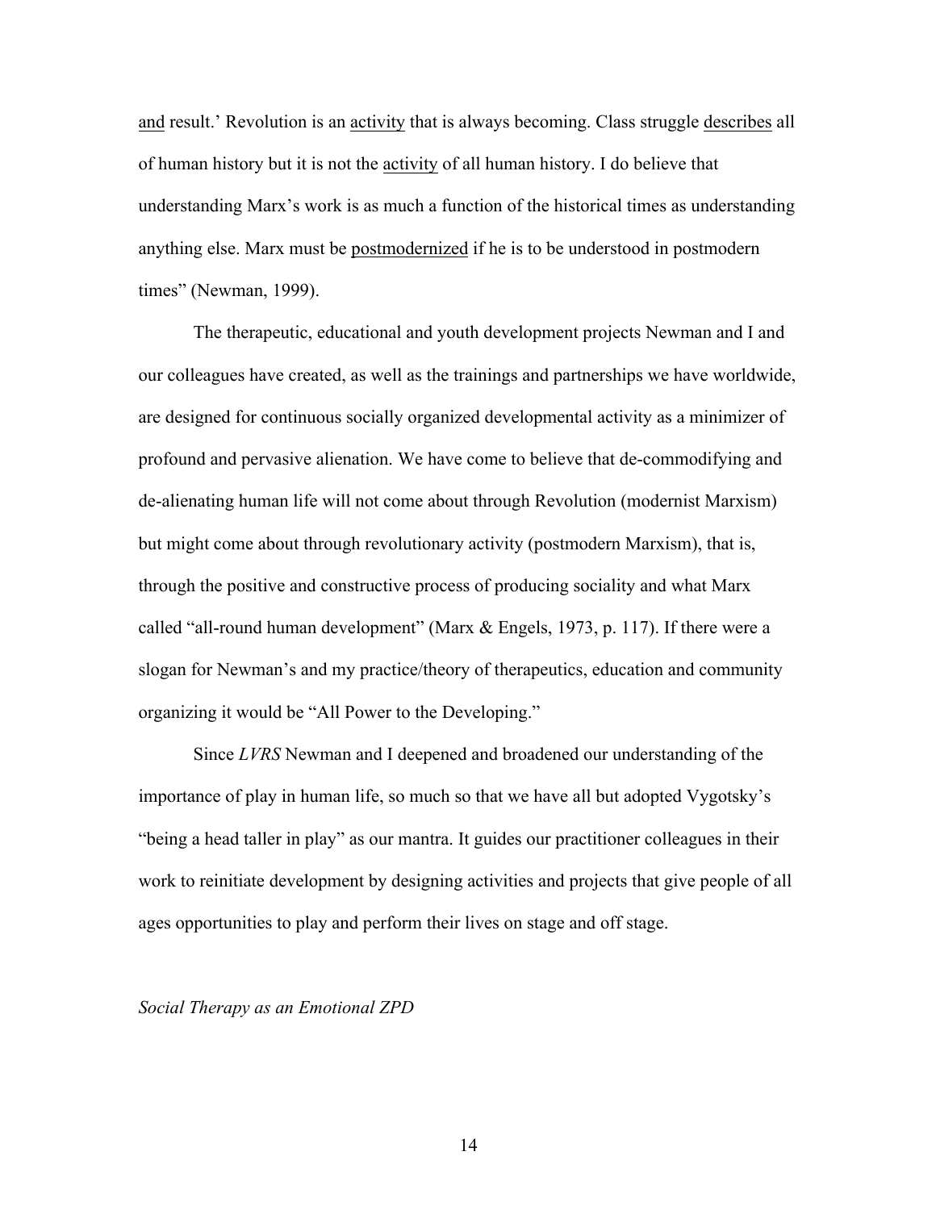<u>and</u> result.' Revolution is an <u>activity</u> that is always becoming. Class struggle <u>describes</u> all of human history but it is not the <u>activity</u> of all human history. I do believe that understanding Marx's work is as much a function of the historical times as understanding anything else. Marx must be <u>postmodernized</u> if he is to be understood in postmodern times" (Newman, 1999).

The therapeutic, educational and youth development projects Newman and I and our colleagues have created, as well as the trainings and partnerships we have worldwide, are designed for continuous socially organized developmental activity as a minimizer of profound and pervasive alienation. We have come to believe that de-commodifying and de-alienating human life will not come about through Revolution (modernist Marxism) but might come about through revolutionary activity (postmodern Marxism), that is, through the positive and constructive process of producing sociality and what Marx called "all-round human development" (Marx & Engels, 1973, p. 117). If there were a slogan for Newman's and my practice/theory of therapeutics, education and community organizing it would be "All Power to the Developing."

Since *LVRS* Newman and I deepened and broadened our understanding of the importance of play in human life, so much so that we have all but adopted Vygotsky's "being a head taller in play" as our mantra. It guides our practitioner colleagues in their work to reinitiate development by designing activities and projects that give people of all ages opportunities to play and perform their lives on stage and off stage.

*Social Therapy as an Emotional ZPD*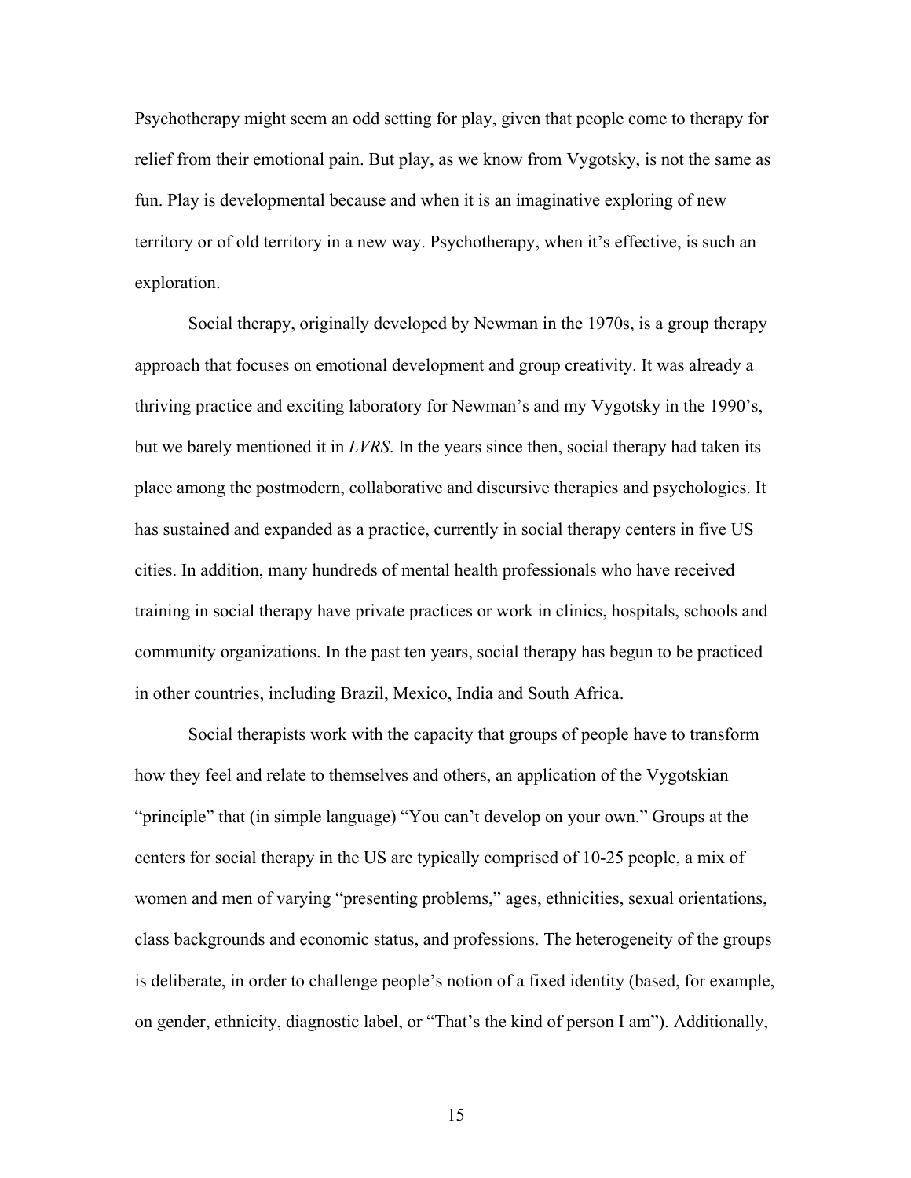Psychotherapy might seem an odd setting for play, given that people come to therapy for relief from their emotional pain. But play, as we know from Vygotsky, is not the same as fun. Play is developmental because and when it is an imaginative exploring of new territory or of old territory in a new way. Psychotherapy, when it's effective, is such an exploration.

Social therapy, originally developed by Newman in the 1970s, is a group therapy approach that focuses on emotional development and group creativity. It was already a thriving practice and exciting laboratory for Newman's and my Vygotsky in the 1990's, but we barely mentioned it in *LVRS*. In the years since then, social therapy had taken its place among the postmodern, collaborative and discursive therapies and psychologies. It has sustained and expanded as a practice, currently in social therapy centers in five US cities. In addition, many hundreds of mental health professionals who have received training in social therapy have private practices or work in clinics, hospitals, schools and community organizations. In the past ten years, social therapy has begun to be practiced in other countries, including Brazil, Mexico, India and South Africa.

Social therapists work with the capacity that groups of people have to transform how they feel and relate to themselves and others, an application of the Vygotskian "principle" that (in simple language) "You can't develop on your own." Groups at the centers for social therapy in the US are typically comprised of 10-25 people, a mix of women and men of varying "presenting problems," ages, ethnicities, sexual orientations, class backgrounds and economic status, and professions. The heterogeneity of the groups is deliberate, in order to challenge people's notion of a fixed identity (based, for example, on gender, ethnicity, diagnostic label, or "That's the kind of person I am"). Additionally,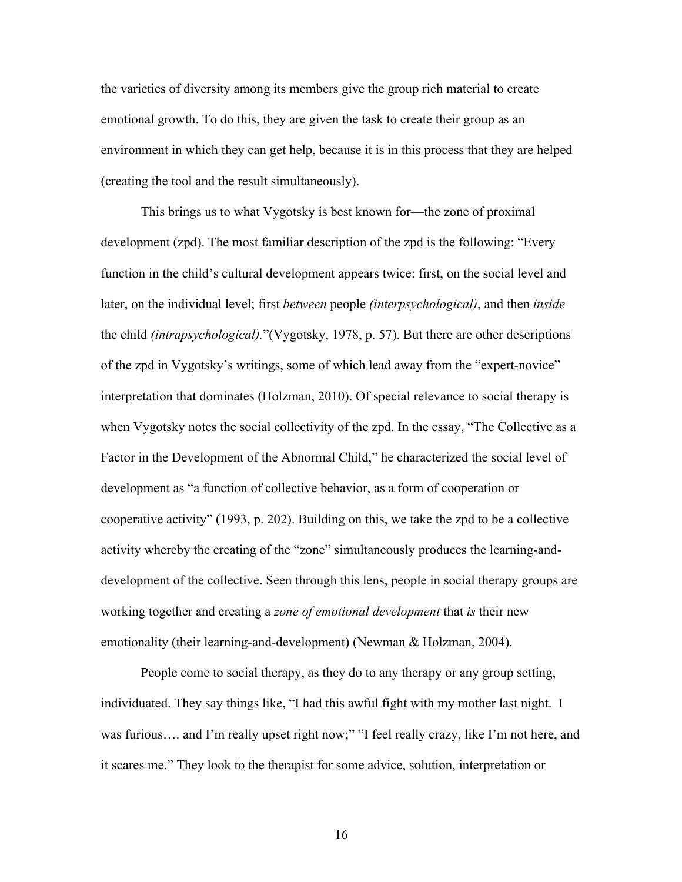the varieties of diversity among its members give the group rich material to create emotional growth. To do this, they are given the task to create their group as an environment in which they can get help, because it is in this process that they are helped (creating the tool and the result simultaneously).

This brings us to what Vygotsky is best known for—the zone of proximal development (zpd). The most familiar description of the zpd is the following: "Every function in the child's cultural development appears twice: first, on the social level and later, on the individual level; first *between* people *(interpsychological)*, and then *inside* the child *(intrapsychological).*"(Vygotsky, 1978, p. 57). But there are other descriptions of the zpd in Vygotsky's writings, some of which lead away from the "expert-novice" interpretation that dominates (Holzman, 2010). Of special relevance to social therapy is when Vygotsky notes the social collectivity of the zpd. In the essay, "The Collective as a Factor in the Development of the Abnormal Child," he characterized the social level of development as "a function of collective behavior, as a form of cooperation or cooperative activity" (1993, p. 202). Building on this, we take the zpd to be a collective activity whereby the creating of the "zone" simultaneously produces the learning-and-development of the collective. Seen through this lens, people in social therapy groups are working together and creating a *zone of emotional development* that *is* their new emotionality (their learning-and-development) (Newman & Holzman, 2004).

People come to social therapy, as they do to any therapy or any group setting, individuated. They say things like, "I had this awful fight with my mother last night. I was furious…. and I'm really upset right now;" "I feel really crazy, like I'm not here, and it scares me." They look to the therapist for some advice, solution, interpretation or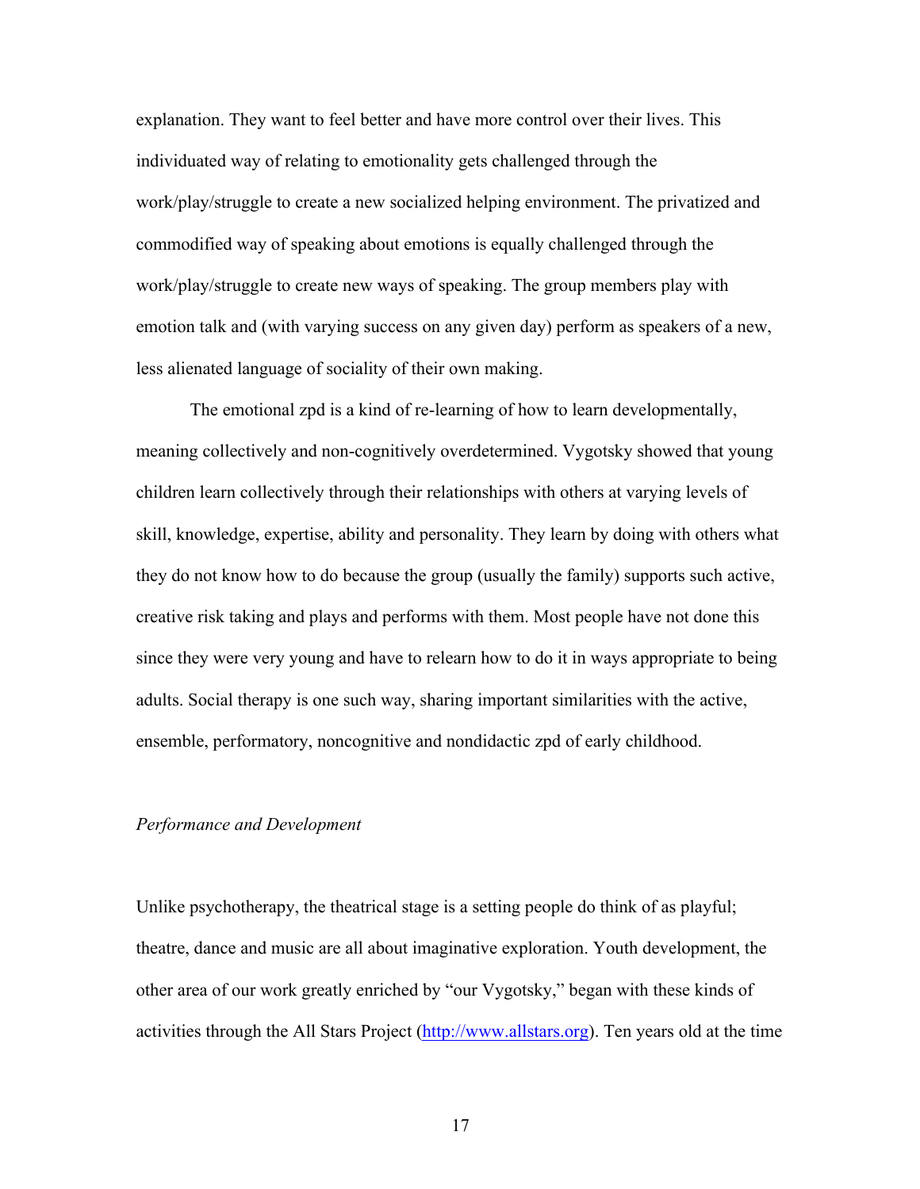explanation. They want to feel better and have more control over their lives. This individuated way of relating to emotionality gets challenged through the work/play/struggle to create a new socialized helping environment. The privatized and commodified way of speaking about emotions is equally challenged through the work/play/struggle to create new ways of speaking. The group members play with emotion talk and (with varying success on any given day) perform as speakers of a new, less alienated language of sociality of their own making.

The emotional zpd is a kind of re-learning of how to learn developmentally, meaning collectively and non-cognitively overdetermined. Vygotsky showed that young children learn collectively through their relationships with others at varying levels of skill, knowledge, expertise, ability and personality. They learn by doing with others what they do not know how to do because the group (usually the family) supports such active, creative risk taking and plays and performs with them. Most people have not done this since they were very young and have to relearn how to do it in ways appropriate to being adults. Social therapy is one such way, sharing important similarities with the active, ensemble, performatory, noncognitive and nondidactic zpd of early childhood.

*Performance and Development*

Unlike psychotherapy, the theatrical stage is a setting people do think of as playful; theatre, dance and music are all about imaginative exploration. Youth development, the other area of our work greatly enriched by "our Vygotsky," began with these kinds of activities through the All Stars Project (http://www.allstars.org). Ten years old at the time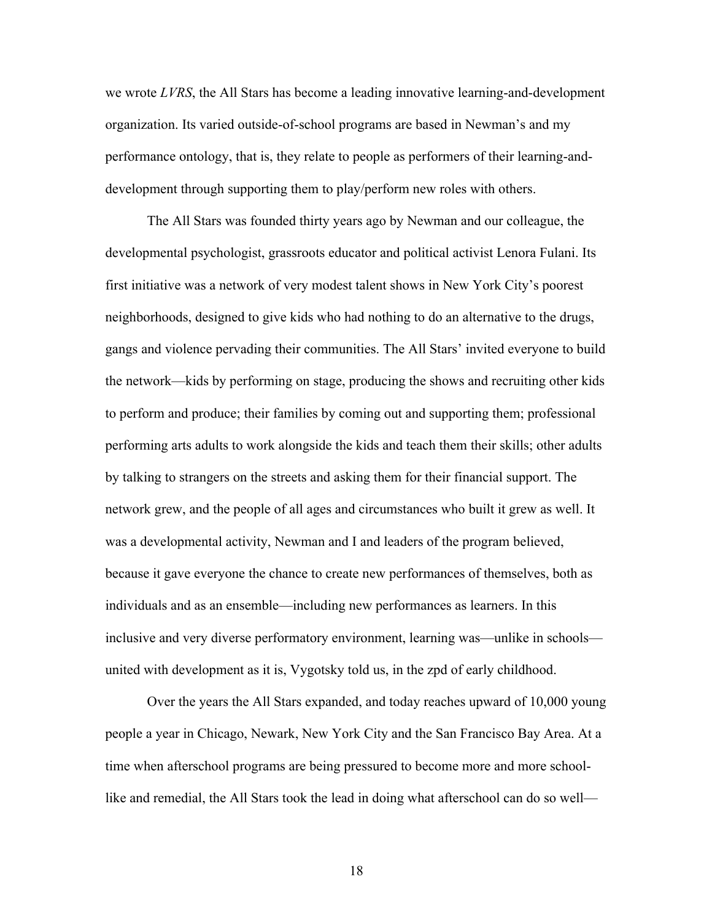we wrote *LVRS*, the All Stars has become a leading innovative learning-and-development organization. Its varied outside-of-school programs are based in Newman's and my performance ontology, that is, they relate to people as performers of their learning-and-development through supporting them to play/perform new roles with others.

The All Stars was founded thirty years ago by Newman and our colleague, the developmental psychologist, grassroots educator and political activist Lenora Fulani. Its first initiative was a network of very modest talent shows in New York City's poorest neighborhoods, designed to give kids who had nothing to do an alternative to the drugs, gangs and violence pervading their communities. The All Stars' invited everyone to build the network—kids by performing on stage, producing the shows and recruiting other kids to perform and produce; their families by coming out and supporting them; professional performing arts adults to work alongside the kids and teach them their skills; other adults by talking to strangers on the streets and asking them for their financial support. The network grew, and the people of all ages and circumstances who built it grew as well. It was a developmental activity, Newman and I and leaders of the program believed, because it gave everyone the chance to create new performances of themselves, both as individuals and as an ensemble—including new performances as learners. In this inclusive and very diverse performatory environment, learning was—unlike in schools—united with development as it is, Vygotsky told us, in the zpd of early childhood.

Over the years the All Stars expanded, and today reaches upward of 10,000 young people a year in Chicago, Newark, New York City and the San Francisco Bay Area. At a time when afterschool programs are being pressured to become more and more school-like and remedial, the All Stars took the lead in doing what afterschool can do so well—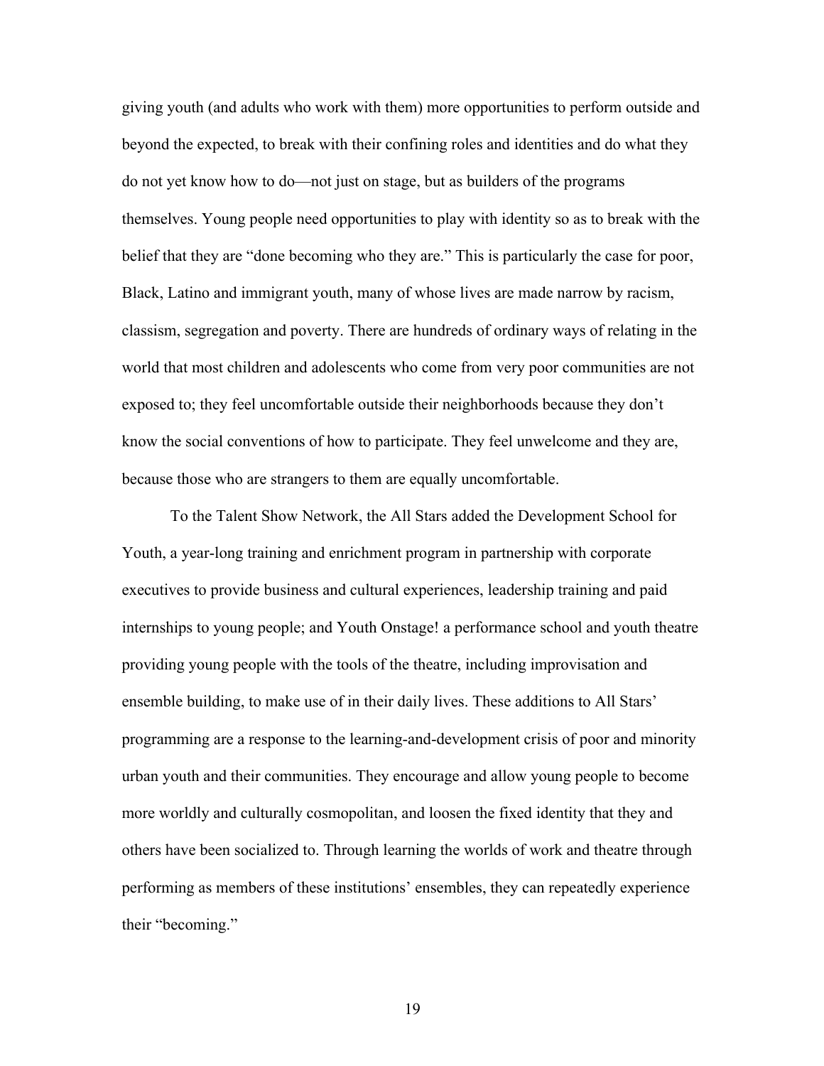giving youth (and adults who work with them) more opportunities to perform outside and beyond the expected, to break with their confining roles and identities and do what they do not yet know how to do—not just on stage, but as builders of the programs themselves. Young people need opportunities to play with identity so as to break with the belief that they are "done becoming who they are." This is particularly the case for poor, Black, Latino and immigrant youth, many of whose lives are made narrow by racism, classism, segregation and poverty. There are hundreds of ordinary ways of relating in the world that most children and adolescents who come from very poor communities are not exposed to; they feel uncomfortable outside their neighborhoods because they don't know the social conventions of how to participate. They feel unwelcome and they are, because those who are strangers to them are equally uncomfortable.

To the Talent Show Network, the All Stars added the Development School for Youth, a year-long training and enrichment program in partnership with corporate executives to provide business and cultural experiences, leadership training and paid internships to young people; and Youth Onstage! a performance school and youth theatre providing young people with the tools of the theatre, including improvisation and ensemble building, to make use of in their daily lives. These additions to All Stars' programming are a response to the learning-and-development crisis of poor and minority urban youth and their communities. They encourage and allow young people to become more worldly and culturally cosmopolitan, and loosen the fixed identity that they and others have been socialized to. Through learning the worlds of work and theatre through performing as members of these institutions' ensembles, they can repeatedly experience their "becoming."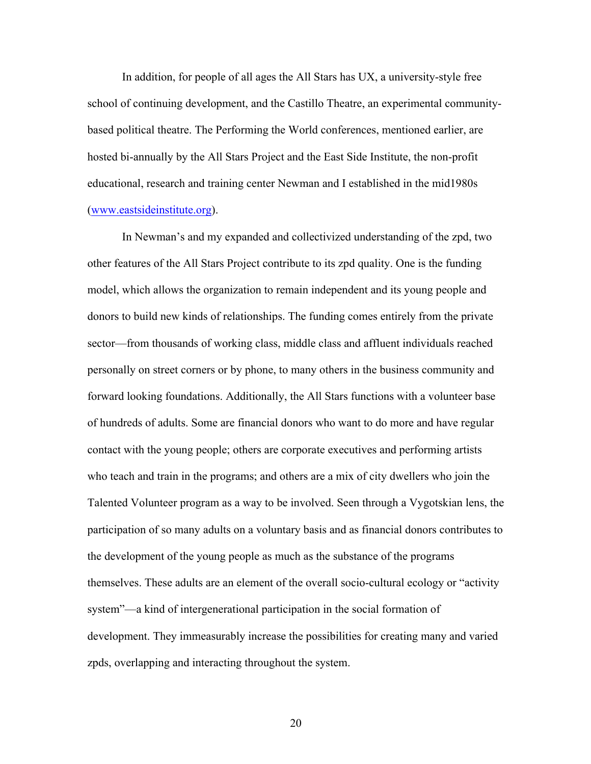In addition, for people of all ages the All Stars has UX, a university-style free school of continuing development, and the Castillo Theatre, an experimental community-based political theatre. The Performing the World conferences, mentioned earlier, are hosted bi-annually by the All Stars Project and the East Side Institute, the non-profit educational, research and training center Newman and I established in the mid1980s (www.eastsideinstitute.org).

In Newman's and my expanded and collectivized understanding of the zpd, two other features of the All Stars Project contribute to its zpd quality. One is the funding model, which allows the organization to remain independent and its young people and donors to build new kinds of relationships. The funding comes entirely from the private sector—from thousands of working class, middle class and affluent individuals reached personally on street corners or by phone, to many others in the business community and forward looking foundations. Additionally, the All Stars functions with a volunteer base of hundreds of adults. Some are financial donors who want to do more and have regular contact with the young people; others are corporate executives and performing artists who teach and train in the programs; and others are a mix of city dwellers who join the Talented Volunteer program as a way to be involved. Seen through a Vygotskian lens, the participation of so many adults on a voluntary basis and as financial donors contributes to the development of the young people as much as the substance of the programs themselves. These adults are an element of the overall socio-cultural ecology or "activity system"—a kind of intergenerational participation in the social formation of development. They immeasurably increase the possibilities for creating many and varied zpds, overlapping and interacting throughout the system.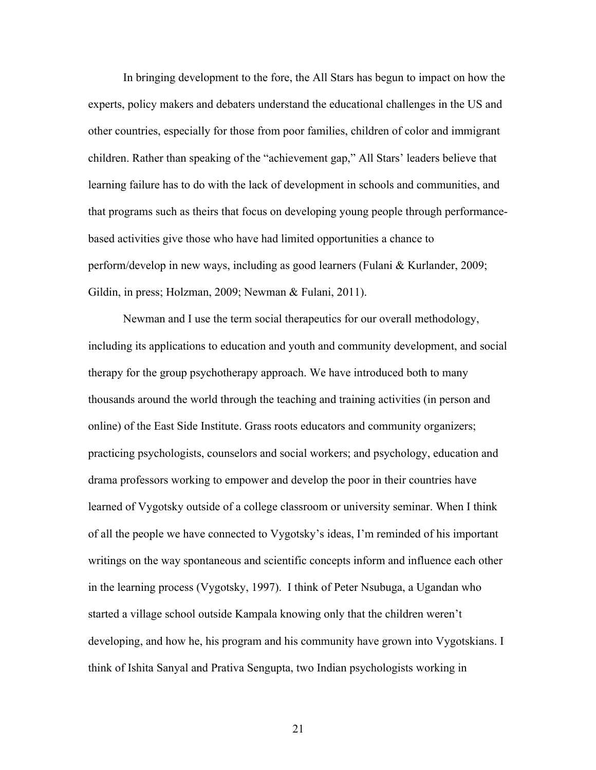In bringing development to the fore, the All Stars has begun to impact on how the experts, policy makers and debaters understand the educational challenges in the US and other countries, especially for those from poor families, children of color and immigrant children. Rather than speaking of the "achievement gap," All Stars' leaders believe that learning failure has to do with the lack of development in schools and communities, and that programs such as theirs that focus on developing young people through performance-based activities give those who have had limited opportunities a chance to perform/develop in new ways, including as good learners (Fulani & Kurlander, 2009; Gildin, in press; Holzman, 2009; Newman & Fulani, 2011).

Newman and I use the term social therapeutics for our overall methodology, including its applications to education and youth and community development, and social therapy for the group psychotherapy approach. We have introduced both to many thousands around the world through the teaching and training activities (in person and online) of the East Side Institute. Grass roots educators and community organizers; practicing psychologists, counselors and social workers; and psychology, education and drama professors working to empower and develop the poor in their countries have learned of Vygotsky outside of a college classroom or university seminar. When I think of all the people we have connected to Vygotsky's ideas, I'm reminded of his important writings on the way spontaneous and scientific concepts inform and influence each other in the learning process (Vygotsky, 1997). I think of Peter Nsubuga, a Ugandan who started a village school outside Kampala knowing only that the children weren't developing, and how he, his program and his community have grown into Vygotskians. I think of Ishita Sanyal and Prativa Sengupta, two Indian psychologists working in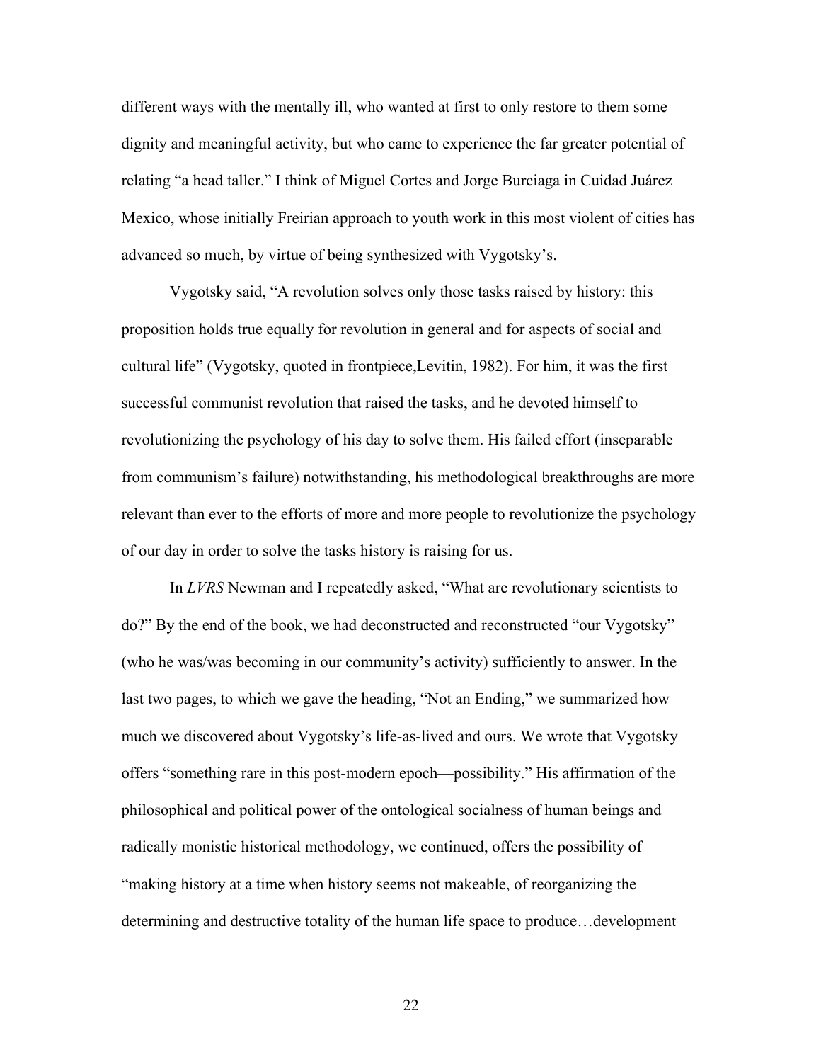different ways with the mentally ill, who wanted at first to only restore to them some dignity and meaningful activity, but who came to experience the far greater potential of relating "a head taller." I think of Miguel Cortes and Jorge Burciaga in Cuidad Juárez Mexico, whose initially Freirian approach to youth work in this most violent of cities has advanced so much, by virtue of being synthesized with Vygotsky's.

Vygotsky said, "A revolution solves only those tasks raised by history: this proposition holds true equally for revolution in general and for aspects of social and cultural life" (Vygotsky, quoted in frontpiece,Levitin, 1982). For him, it was the first successful communist revolution that raised the tasks, and he devoted himself to revolutionizing the psychology of his day to solve them. His failed effort (inseparable from communism's failure) notwithstanding, his methodological breakthroughs are more relevant than ever to the efforts of more and more people to revolutionize the psychology of our day in order to solve the tasks history is raising for us.

In *LVRS* Newman and I repeatedly asked, "What are revolutionary scientists to do?" By the end of the book, we had deconstructed and reconstructed "our Vygotsky" (who he was/was becoming in our community's activity) sufficiently to answer. In the last two pages, to which we gave the heading, "Not an Ending," we summarized how much we discovered about Vygotsky's life-as-lived and ours. We wrote that Vygotsky offers "something rare in this post-modern epoch—possibility." His affirmation of the philosophical and political power of the ontological socialness of human beings and radically monistic historical methodology, we continued, offers the possibility of "making history at a time when history seems not makeable, of reorganizing the determining and destructive totality of the human life space to produce…development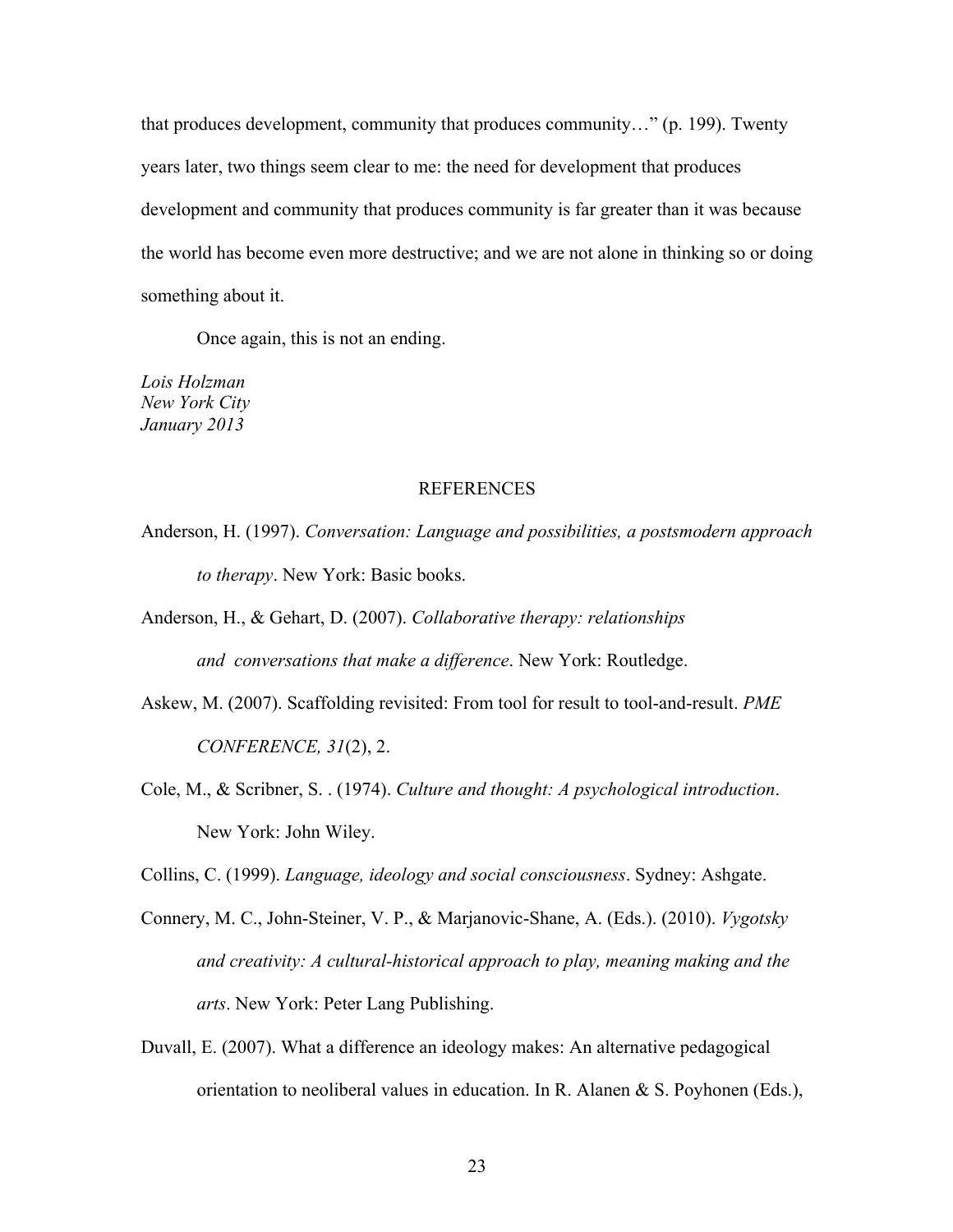that produces development, community that produces community…" (p. 199). Twenty years later, two things seem clear to me: the need for development that produces development and community that produces community is far greater than it was because the world has become even more destructive; and we are not alone in thinking so or doing something about it.

Once again, this is not an ending.

*Lois Holzman*
*New York City*
*January 2013*

## REFERENCES

Anderson, H. (1997). *Conversation: Language and possibilities, a postsmodern approach to therapy*. New York: Basic books.

Anderson, H., & Gehart, D. (2007). *Collaborative therapy: relationships and conversations that make a difference*. New York: Routledge.

Askew, M. (2007). Scaffolding revisited: From tool for result to tool-and-result. *PME CONFERENCE, 31*(2), 2.

Cole, M., & Scribner, S. . (1974). *Culture and thought: A psychological introduction*. New York: John Wiley.

Collins, C. (1999). *Language, ideology and social consciousness*. Sydney: Ashgate.

Connery, M. C., John-Steiner, V. P., & Marjanovic-Shane, A. (Eds.). (2010). *Vygotsky and creativity: A cultural-historical approach to play, meaning making and the arts*. New York: Peter Lang Publishing.

Duvall, E. (2007). What a difference an ideology makes: An alternative pedagogical orientation to neoliberal values in education. In R. Alanen & S. Poyhonen (Eds.),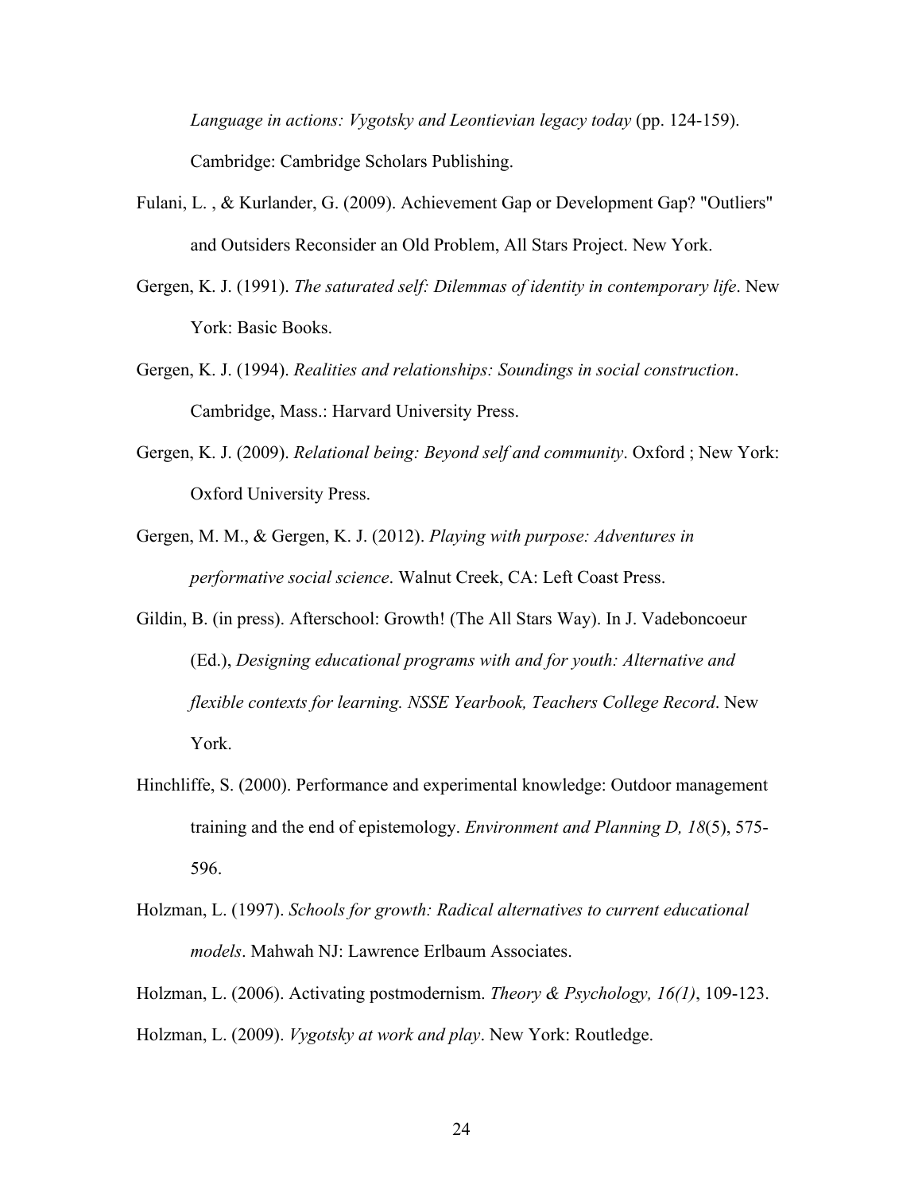*Language in actions: Vygotsky and Leontievian legacy today* (pp. 124-159). Cambridge: Cambridge Scholars Publishing.

Fulani, L. , & Kurlander, G. (2009). Achievement Gap or Development Gap? "Outliers" and Outsiders Reconsider an Old Problem, All Stars Project. New York.

Gergen, K. J. (1991). *The saturated self: Dilemmas of identity in contemporary life*. New York: Basic Books.

Gergen, K. J. (1994). *Realities and relationships: Soundings in social construction*. Cambridge, Mass.: Harvard University Press.

Gergen, K. J. (2009). *Relational being: Beyond self and community*. Oxford ; New York: Oxford University Press.

Gergen, M. M., & Gergen, K. J. (2012). *Playing with purpose: Adventures in performative social science*. Walnut Creek, CA: Left Coast Press.

Gildin, B. (in press). Afterschool: Growth! (The All Stars Way). In J. Vadeboncoeur (Ed.), *Designing educational programs with and for youth: Alternative and flexible contexts for learning. NSSE Yearbook, Teachers College Record*. New York.

Hinchliffe, S. (2000). Performance and experimental knowledge: Outdoor management training and the end of epistemology. *Environment and Planning D, 18*(5), 575-596.

Holzman, L. (1997). *Schools for growth: Radical alternatives to current educational models*. Mahwah NJ: Lawrence Erlbaum Associates.

Holzman, L. (2006). Activating postmodernism. *Theory & Psychology, 16(1)*, 109-123.

Holzman, L. (2009). *Vygotsky at work and play*. New York: Routledge.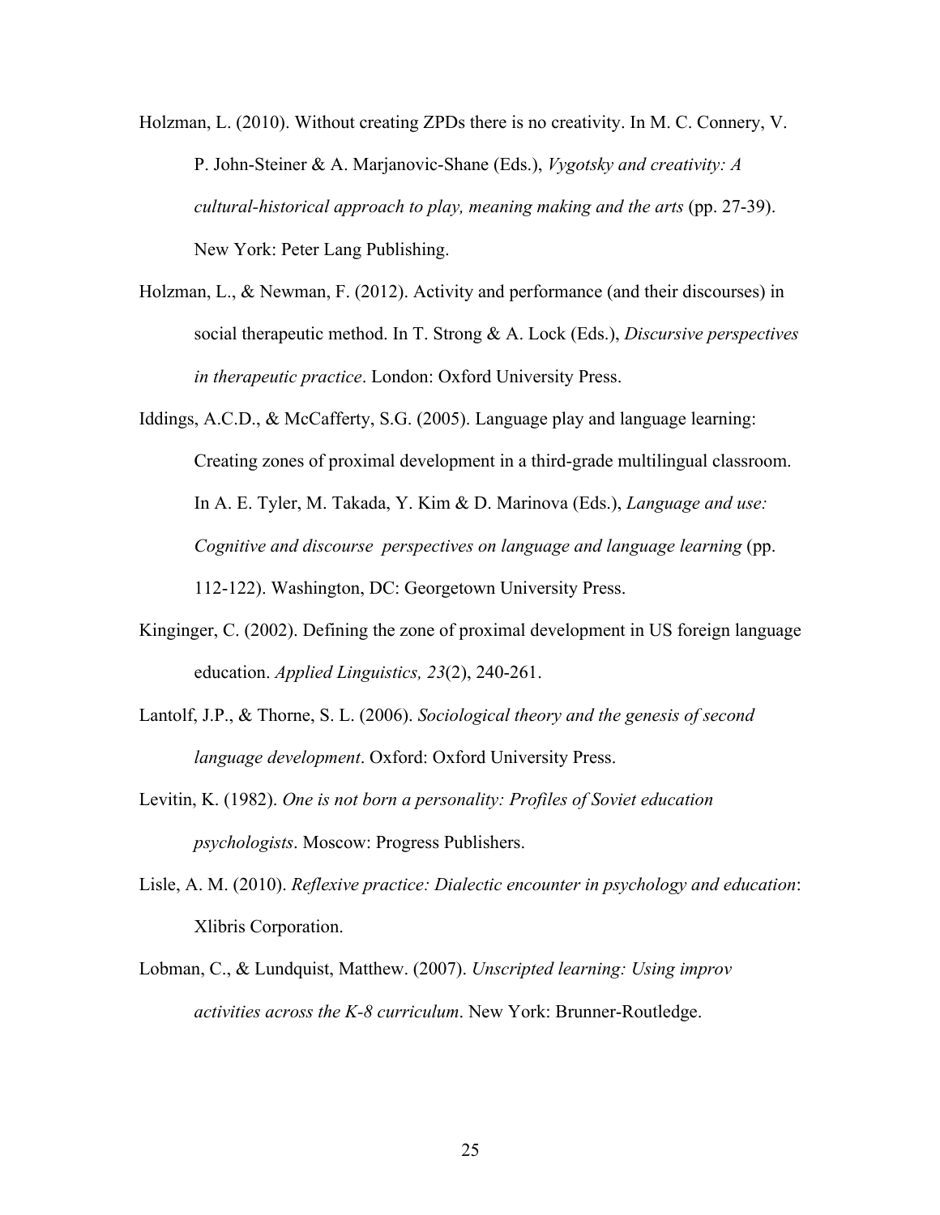Holzman, L. (2010). Without creating ZPDs there is no creativity. In M. C. Connery, V. P. John-Steiner & A. Marjanovic-Shane (Eds.), *Vygotsky and creativity: A cultural-historical approach to play, meaning making and the arts* (pp. 27-39). New York: Peter Lang Publishing.

Holzman, L., & Newman, F. (2012). Activity and performance (and their discourses) in social therapeutic method. In T. Strong & A. Lock (Eds.), *Discursive perspectives in therapeutic practice*. London: Oxford University Press.

Iddings, A.C.D., & McCafferty, S.G. (2005). Language play and language learning: Creating zones of proximal development in a third-grade multilingual classroom. In A. E. Tyler, M. Takada, Y. Kim & D. Marinova (Eds.), *Language and use: Cognitive and discourse perspectives on language and language learning* (pp. 112-122). Washington, DC: Georgetown University Press.

Kinginger, C. (2002). Defining the zone of proximal development in US foreign language education. *Applied Linguistics, 23*(2), 240-261.

Lantolf, J.P., & Thorne, S. L. (2006). *Sociological theory and the genesis of second language development*. Oxford: Oxford University Press.

Levitin, K. (1982). *One is not born a personality: Profiles of Soviet education psychologists*. Moscow: Progress Publishers.

Lisle, A. M. (2010). *Reflexive practice: Dialectic encounter in psychology and education*: Xlibris Corporation.

Lobman, C., & Lundquist, Matthew. (2007). *Unscripted learning: Using improv activities across the K-8 curriculum*. New York: Brunner-Routledge.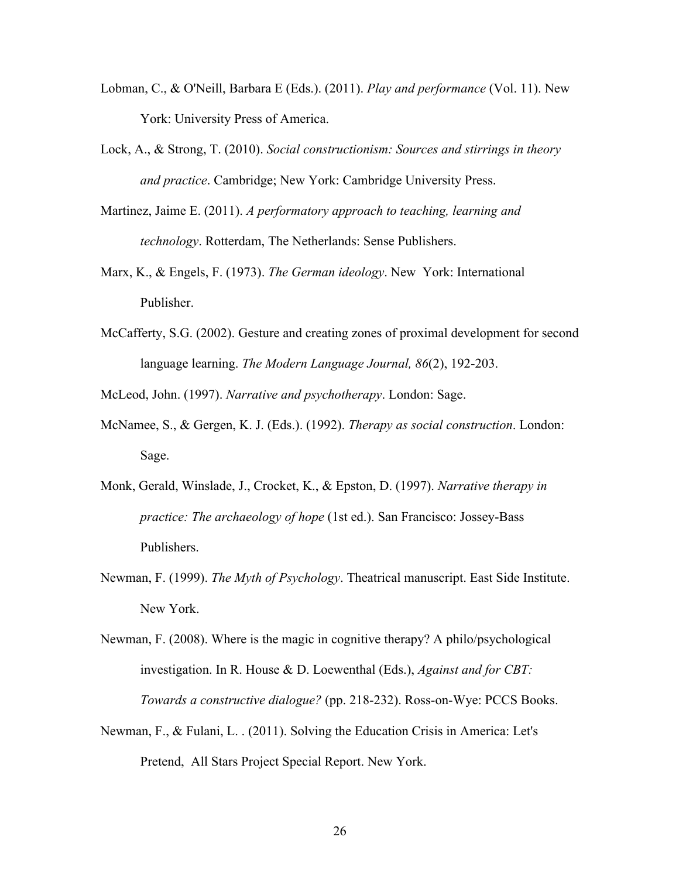Lobman, C., & O'Neill, Barbara E (Eds.). (2011). *Play and performance* (Vol. 11). New York: University Press of America.

Lock, A., & Strong, T. (2010). *Social constructionism: Sources and stirrings in theory and practice*. Cambridge; New York: Cambridge University Press.

Martinez, Jaime E. (2011). *A performatory approach to teaching, learning and technology*. Rotterdam, The Netherlands: Sense Publishers.

Marx, K., & Engels, F. (1973). *The German ideology*. New York: International Publisher.

McCafferty, S.G. (2002). Gesture and creating zones of proximal development for second language learning. *The Modern Language Journal, 86*(2), 192-203.

McLeod, John. (1997). *Narrative and psychotherapy*. London: Sage.

McNamee, S., & Gergen, K. J. (Eds.). (1992). *Therapy as social construction*. London: Sage.

Monk, Gerald, Winslade, J., Crocket, K., & Epston, D. (1997). *Narrative therapy in practice: The archaeology of hope* (1st ed.). San Francisco: Jossey-Bass Publishers.

Newman, F. (1999). *The Myth of Psychology*. Theatrical manuscript. East Side Institute. New York.

Newman, F. (2008). Where is the magic in cognitive therapy? A philo/psychological investigation. In R. House & D. Loewenthal (Eds.), *Against and for CBT: Towards a constructive dialogue?* (pp. 218-232). Ross-on-Wye: PCCS Books.

Newman, F., & Fulani, L. . (2011). Solving the Education Crisis in America: Let's Pretend, All Stars Project Special Report. New York.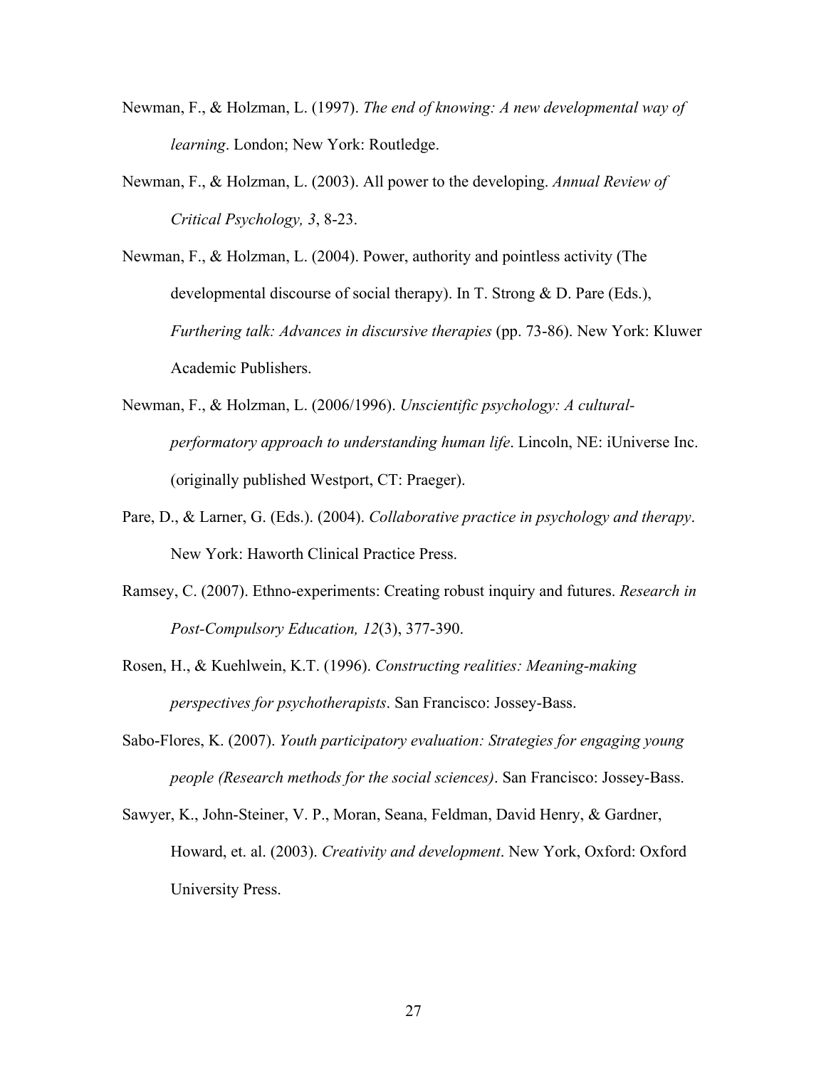Newman, F., & Holzman, L. (1997). *The end of knowing: A new developmental way of learning*. London; New York: Routledge.

Newman, F., & Holzman, L. (2003). All power to the developing. *Annual Review of Critical Psychology, 3*, 8-23.

Newman, F., & Holzman, L. (2004). Power, authority and pointless activity (The developmental discourse of social therapy). In T. Strong & D. Pare (Eds.), *Furthering talk: Advances in discursive therapies* (pp. 73-86). New York: Kluwer Academic Publishers.

Newman, F., & Holzman, L. (2006/1996). *Unscientific psychology: A cultural-performatory approach to understanding human life*. Lincoln, NE: iUniverse Inc. (originally published Westport, CT: Praeger).

Pare, D., & Larner, G. (Eds.). (2004). *Collaborative practice in psychology and therapy*. New York: Haworth Clinical Practice Press.

Ramsey, C. (2007). Ethno-experiments: Creating robust inquiry and futures. *Research in Post-Compulsory Education, 12*(3), 377-390.

Rosen, H., & Kuehlwein, K.T. (1996). *Constructing realities: Meaning-making perspectives for psychotherapists*. San Francisco: Jossey-Bass.

Sabo-Flores, K. (2007). *Youth participatory evaluation: Strategies for engaging young people (Research methods for the social sciences)*. San Francisco: Jossey-Bass.

Sawyer, K., John-Steiner, V. P., Moran, Seana, Feldman, David Henry, & Gardner, Howard, et. al. (2003). *Creativity and development*. New York, Oxford: Oxford University Press.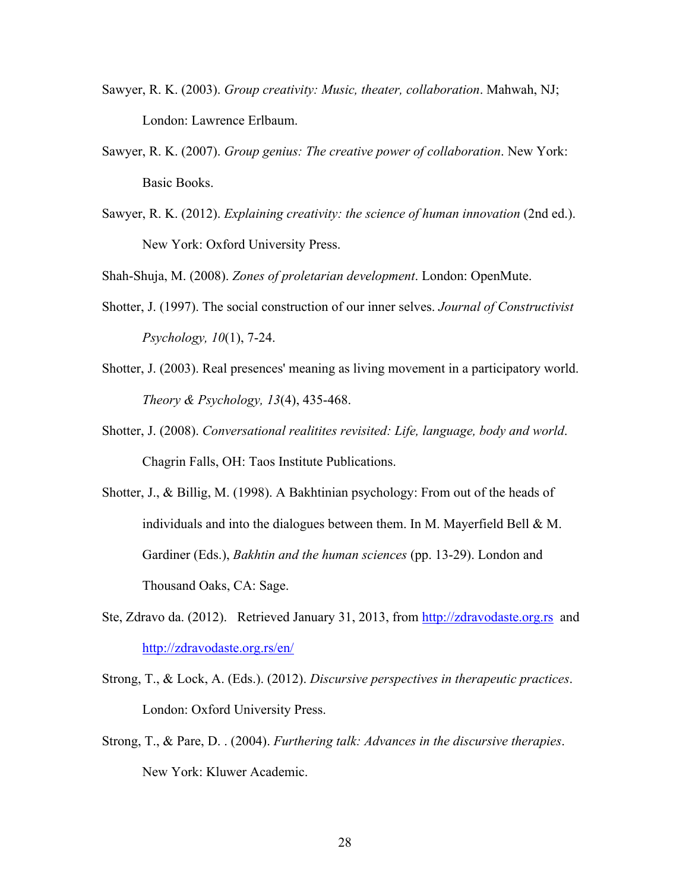Sawyer, R. K. (2003). *Group creativity: Music, theater, collaboration*. Mahwah, NJ; London: Lawrence Erlbaum.

Sawyer, R. K. (2007). *Group genius: The creative power of collaboration*. New York: Basic Books.

Sawyer, R. K. (2012). *Explaining creativity: the science of human innovation* (2nd ed.). New York: Oxford University Press.

Shah-Shuja, M. (2008). *Zones of proletarian development*. London: OpenMute.

Shotter, J. (1997). The social construction of our inner selves. *Journal of Constructivist Psychology, 10*(1), 7-24.

Shotter, J. (2003). Real presences' meaning as living movement in a participatory world. *Theory & Psychology, 13*(4), 435-468.

Shotter, J. (2008). *Conversational realitites revisited: Life, language, body and world*. Chagrin Falls, OH: Taos Institute Publications.

Shotter, J., & Billig, M. (1998). A Bakhtinian psychology: From out of the heads of individuals and into the dialogues between them. In M. Mayerfield Bell & M. Gardiner (Eds.), *Bakhtin and the human sciences* (pp. 13-29). London and Thousand Oaks, CA: Sage.

Ste, Zdravo da. (2012). Retrieved January 31, 2013, from http://zdravodaste.org.rs and http://zdravodaste.org.rs/en/

Strong, T., & Lock, A. (Eds.). (2012). *Discursive perspectives in therapeutic practices*. London: Oxford University Press.

Strong, T., & Pare, D. . (2004). *Furthering talk: Advances in the discursive therapies*. New York: Kluwer Academic.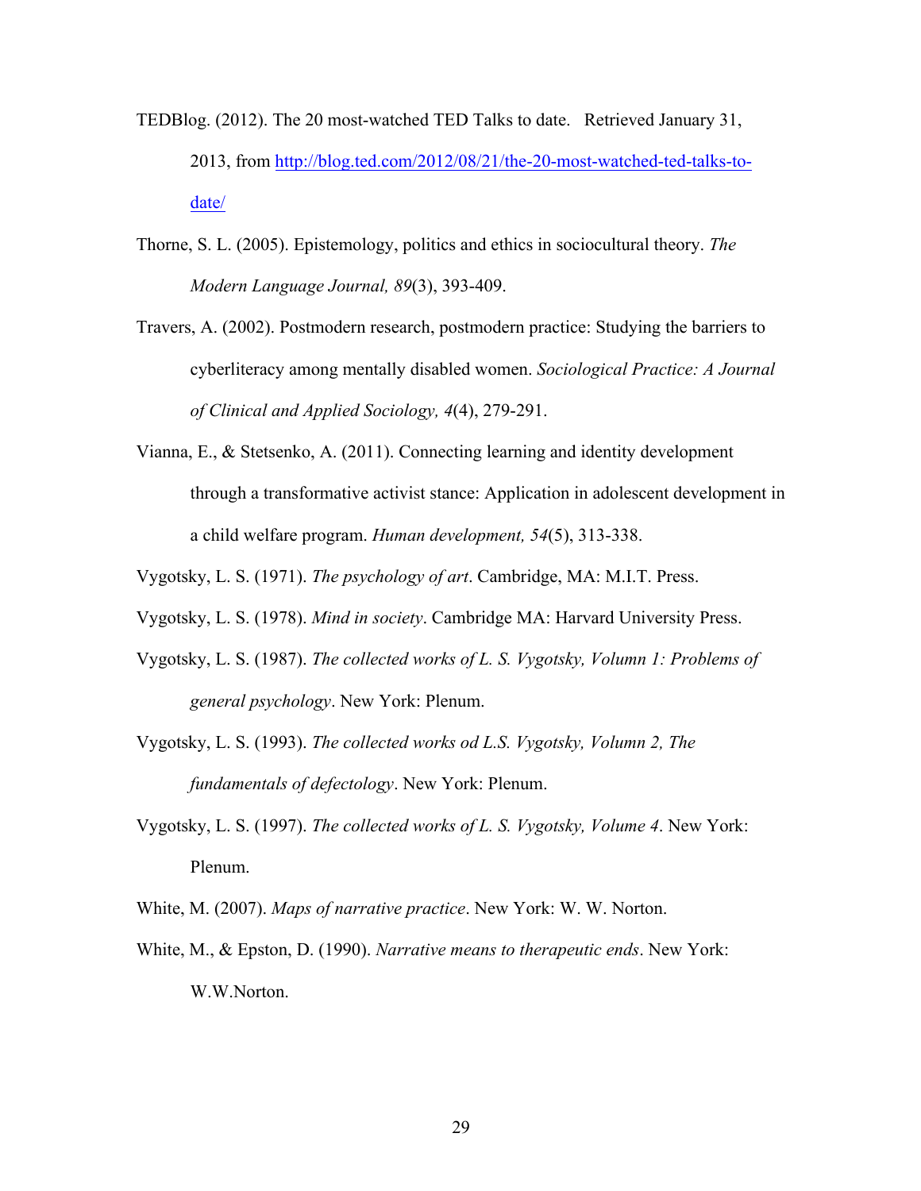TEDBlog. (2012). The 20 most-watched TED Talks to date. Retrieved January 31, 2013, from http://blog.ted.com/2012/08/21/the-20-most-watched-ted-talks-to-date/

Thorne, S. L. (2005). Epistemology, politics and ethics in sociocultural theory. *The Modern Language Journal, 89*(3), 393-409.

Travers, A. (2002). Postmodern research, postmodern practice: Studying the barriers to cyberliteracy among mentally disabled women. *Sociological Practice: A Journal of Clinical and Applied Sociology, 4*(4), 279-291.

Vianna, E., & Stetsenko, A. (2011). Connecting learning and identity development through a transformative activist stance: Application in adolescent development in a child welfare program. *Human development, 54*(5), 313-338.

Vygotsky, L. S. (1971). *The psychology of art*. Cambridge, MA: M.I.T. Press.

Vygotsky, L. S. (1978). *Mind in society*. Cambridge MA: Harvard University Press.

Vygotsky, L. S. (1987). *The collected works of L. S. Vygotsky, Volumn 1: Problems of general psychology*. New York: Plenum.

Vygotsky, L. S. (1993). *The collected works od L.S. Vygotsky, Volumn 2, The fundamentals of defectology*. New York: Plenum.

Vygotsky, L. S. (1997). *The collected works of L. S. Vygotsky, Volume 4*. New York: Plenum.

White, M. (2007). *Maps of narrative practice*. New York: W. W. Norton.

White, M., & Epston, D. (1990). *Narrative means to therapeutic ends*. New York: W.W.Norton.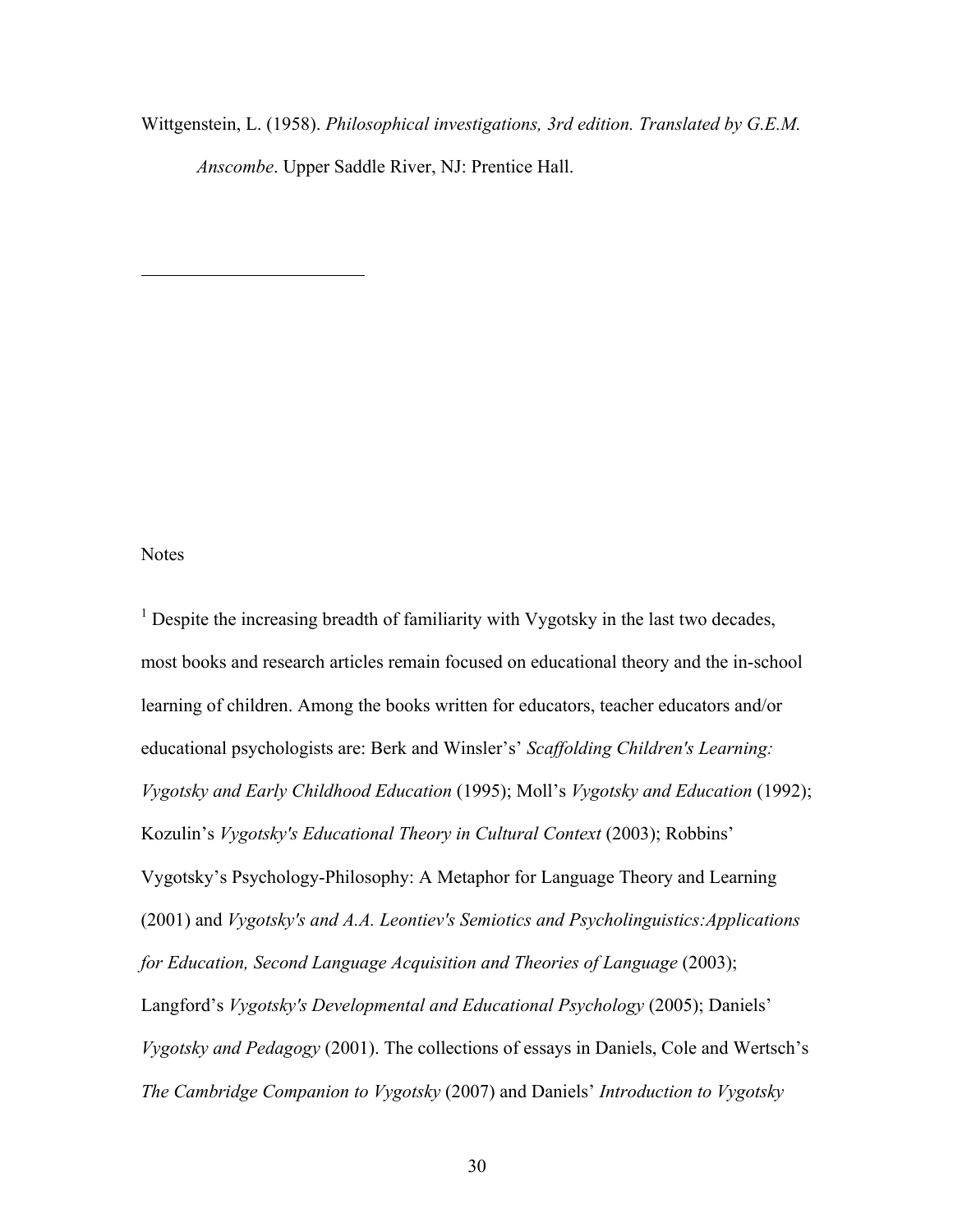Wittgenstein, L. (1958). *Philosophical investigations, 3rd edition. Translated by G.E.M. Anscombe*. Upper Saddle River, NJ: Prentice Hall.

---

Notes

[1] Despite the increasing breadth of familiarity with Vygotsky in the last two decades, most books and research articles remain focused on educational theory and the in-school learning of children. Among the books written for educators, teacher educators and/or educational psychologists are: Berk and Winsler's' *Scaffolding Children's Learning: Vygotsky and Early Childhood Education* (1995); Moll's *Vygotsky and Education* (1992); Kozulin's *Vygotsky's Educational Theory in Cultural Context* (2003); Robbins' Vygotsky's Psychology-Philosophy: A Metaphor for Language Theory and Learning (2001) and *Vygotsky's and A.A. Leontiev's Semiotics and Psycholinguistics:Applications for Education, Second Language Acquisition and Theories of Language* (2003); Langford's *Vygotsky's Developmental and Educational Psychology* (2005); Daniels' *Vygotsky and Pedagogy* (2001). The collections of essays in Daniels, Cole and Wertsch's *The Cambridge Companion to Vygotsky* (2007) and Daniels' *Introduction to Vygotsky*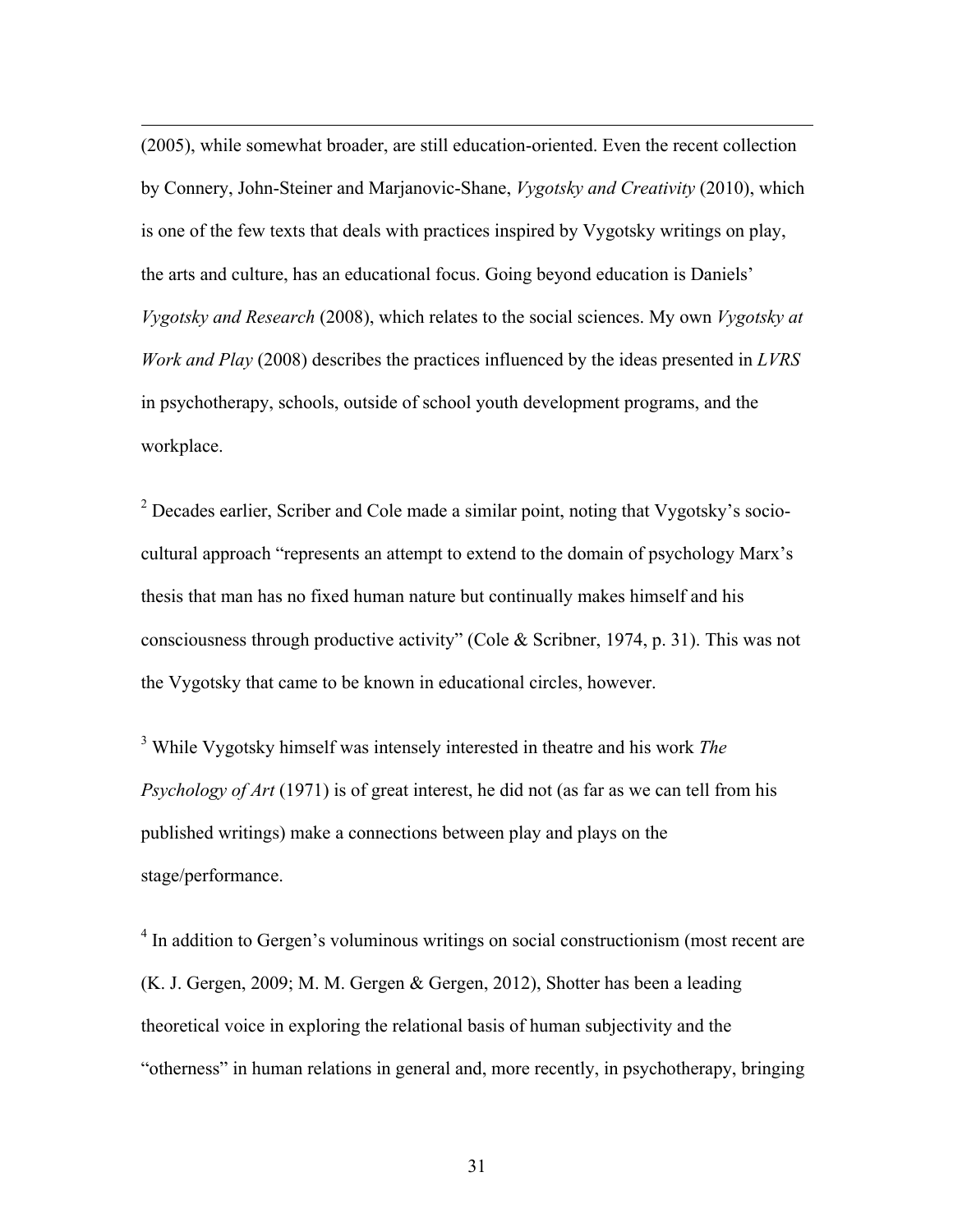(2005), while somewhat broader, are still education-oriented. Even the recent collection by Connery, John-Steiner and Marjanovic-Shane, *Vygotsky and Creativity* (2010), which is one of the few texts that deals with practices inspired by Vygotsky writings on play, the arts and culture, has an educational focus. Going beyond education is Daniels' *Vygotsky and Research* (2008), which relates to the social sciences. My own *Vygotsky at Work and Play* (2008) describes the practices influenced by the ideas presented in *LVRS* in psychotherapy, schools, outside of school youth development programs, and the workplace.

[2] Decades earlier, Scriber and Cole made a similar point, noting that Vygotsky's socio-cultural approach "represents an attempt to extend to the domain of psychology Marx's thesis that man has no fixed human nature but continually makes himself and his consciousness through productive activity" (Cole & Scribner, 1974, p. 31). This was not the Vygotsky that came to be known in educational circles, however.

[3] While Vygotsky himself was intensely interested in theatre and his work *The Psychology of Art* (1971) is of great interest, he did not (as far as we can tell from his published writings) make a connections between play and plays on the stage/performance.

[4] In addition to Gergen's voluminous writings on social constructionism (most recent are (K. J. Gergen, 2009; M. M. Gergen & Gergen, 2012), Shotter has been a leading theoretical voice in exploring the relational basis of human subjectivity and the "otherness" in human relations in general and, more recently, in psychotherapy, bringing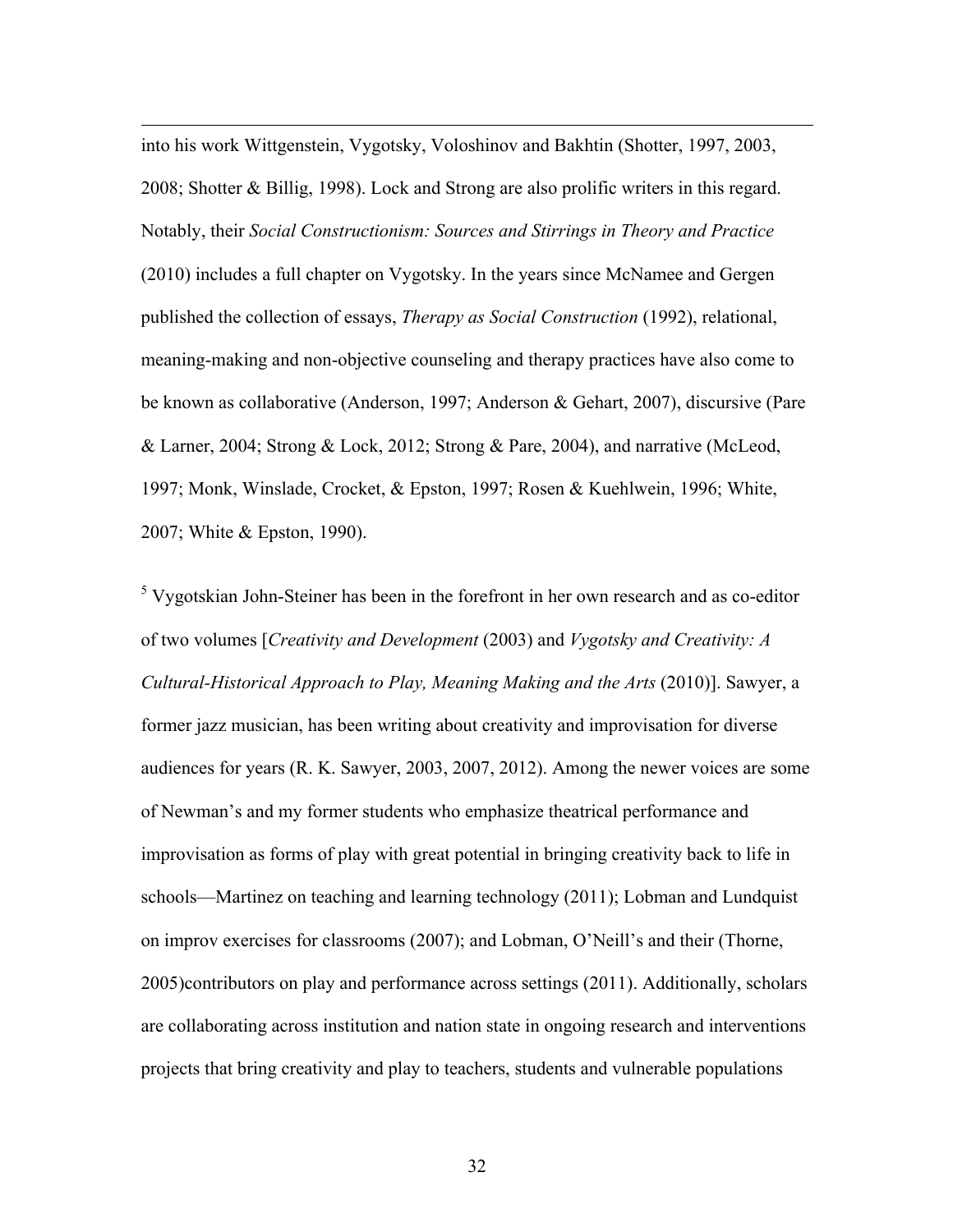into his work Wittgenstein, Vygotsky, Voloshinov and Bakhtin (Shotter, 1997, 2003, 2008; Shotter & Billig, 1998). Lock and Strong are also prolific writers in this regard. Notably, their *Social Constructionism: Sources and Stirrings in Theory and Practice* (2010) includes a full chapter on Vygotsky. In the years since McNamee and Gergen published the collection of essays, *Therapy as Social Construction* (1992), relational, meaning-making and non-objective counseling and therapy practices have also come to be known as collaborative (Anderson, 1997; Anderson & Gehart, 2007), discursive (Pare & Larner, 2004; Strong & Lock, 2012; Strong & Pare, 2004), and narrative (McLeod, 1997; Monk, Winslade, Crocket, & Epston, 1997; Rosen & Kuehlwein, 1996; White, 2007; White & Epston, 1990).

[5] Vygotskian John-Steiner has been in the forefront in her own research and as co-editor of two volumes [*Creativity and Development* (2003) and *Vygotsky and Creativity: A Cultural-Historical Approach to Play, Meaning Making and the Arts* (2010)]. Sawyer, a former jazz musician, has been writing about creativity and improvisation for diverse audiences for years (R. K. Sawyer, 2003, 2007, 2012). Among the newer voices are some of Newman's and my former students who emphasize theatrical performance and improvisation as forms of play with great potential in bringing creativity back to life in schools—Martinez on teaching and learning technology (2011); Lobman and Lundquist on improv exercises for classrooms (2007); and Lobman, O'Neill's and their (Thorne, 2005)contributors on play and performance across settings (2011). Additionally, scholars are collaborating across institution and nation state in ongoing research and interventions projects that bring creativity and play to teachers, students and vulnerable populations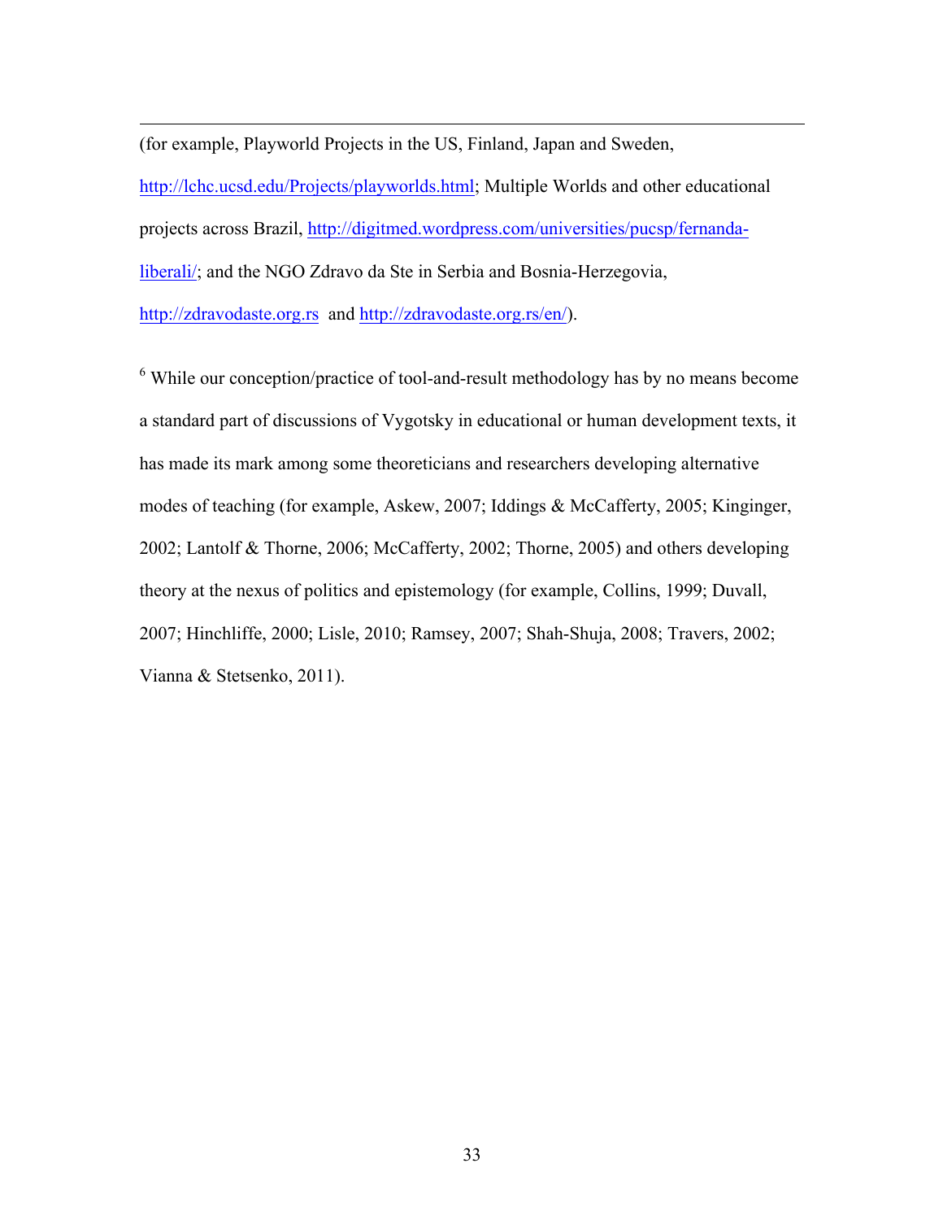(for example, Playworld Projects in the US, Finland, Japan and Sweden, http://lchc.ucsd.edu/Projects/playworlds.html; Multiple Worlds and other educational projects across Brazil, http://digitmed.wordpress.com/universities/pucsp/fernanda-liberali/; and the NGO Zdravo da Ste in Serbia and Bosnia-Herzegovia, http://zdravodaste.org.rs and http://zdravodaste.org.rs/en/).

[6] While our conception/practice of tool-and-result methodology has by no means become a standard part of discussions of Vygotsky in educational or human development texts, it has made its mark among some theoreticians and researchers developing alternative modes of teaching (for example, Askew, 2007; Iddings & McCafferty, 2005; Kinginger, 2002; Lantolf & Thorne, 2006; McCafferty, 2002; Thorne, 2005) and others developing theory at the nexus of politics and epistemology (for example, Collins, 1999; Duvall, 2007; Hinchliffe, 2000; Lisle, 2010; Ramsey, 2007; Shah-Shuja, 2008; Travers, 2002; Vianna & Stetsenko, 2011).